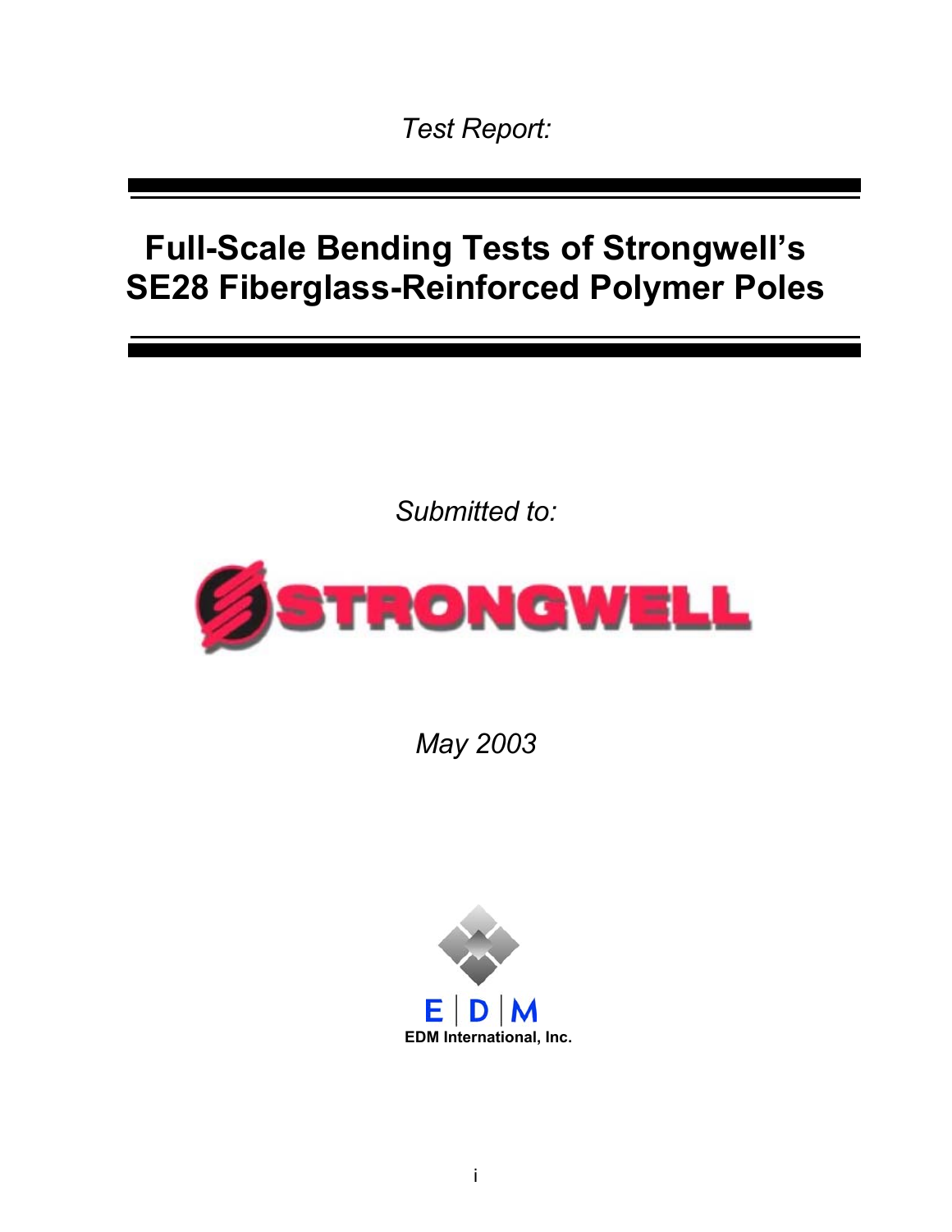*Test Report:*

# Full-Scale Bending Tests of Strongwell's SE28 Fiberglass-Reinforced Polymer Poles

*Submitted to:*

STRONGWELL

*May 2003*

E | D | M

**EDM International, Inc.**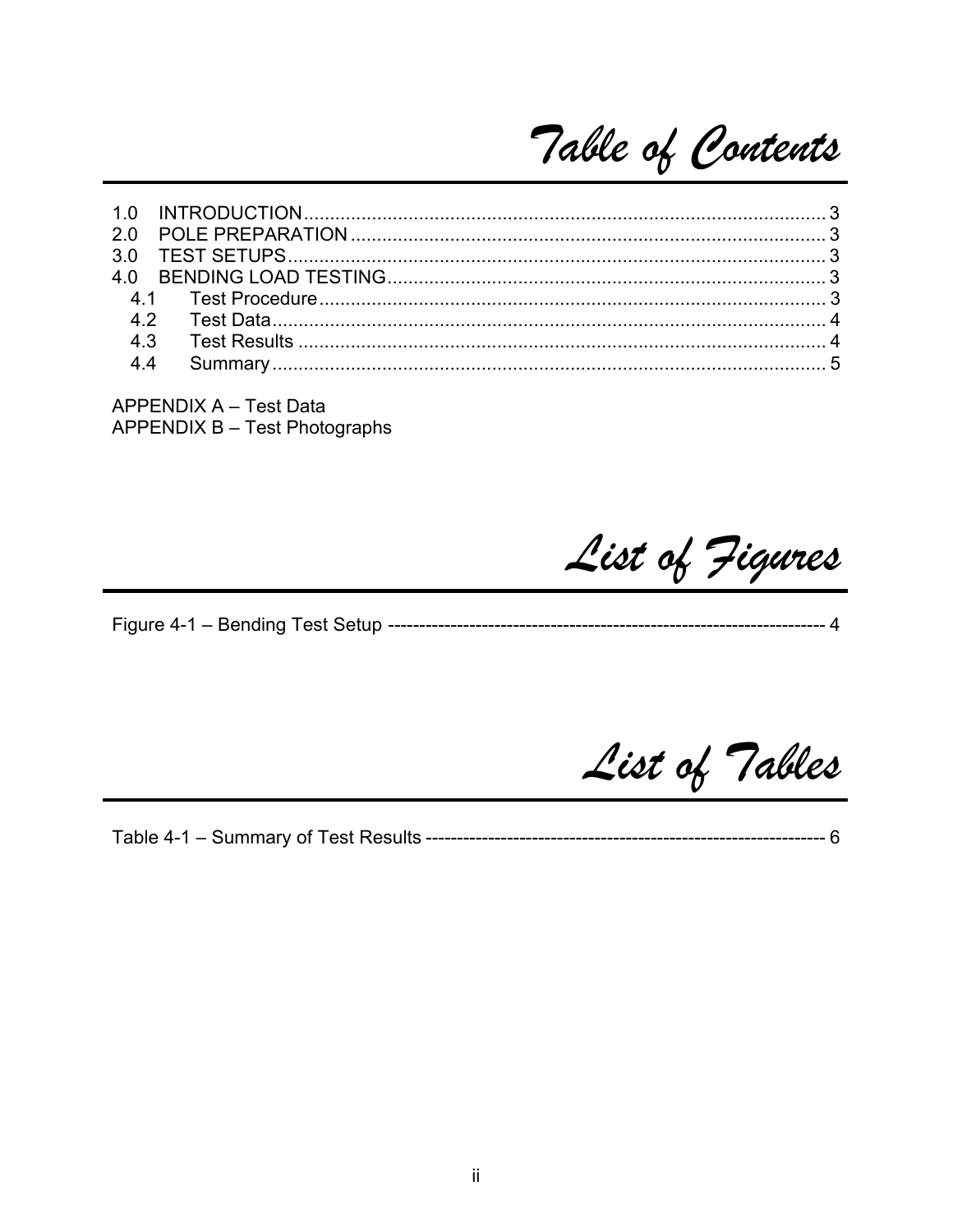# Table of Contents

1.0 INTRODUCTION .................................................................................................... 3
2.0 POLE PREPARATION ........................................................................................... 3
3.0 TEST SETUPS ....................................................................................................... 3
4.0 BENDING LOAD TESTING ................................................................................... 3
  4.1 Test Procedure ................................................................................................. 3
  4.2 Test Data .......................................................................................................... 4
  4.3 Test Results ..................................................................................................... 4
  4.4 Summary .......................................................................................................... 5

APPENDIX A – Test Data
APPENDIX B – Test Photographs

# List of Figures

Figure 4-1 – Bending Test Setup ---------------------------------------------------------------------- 4

# List of Tables

Table 4-1 – Summary of Test Results --------------------------------------------------------------- 6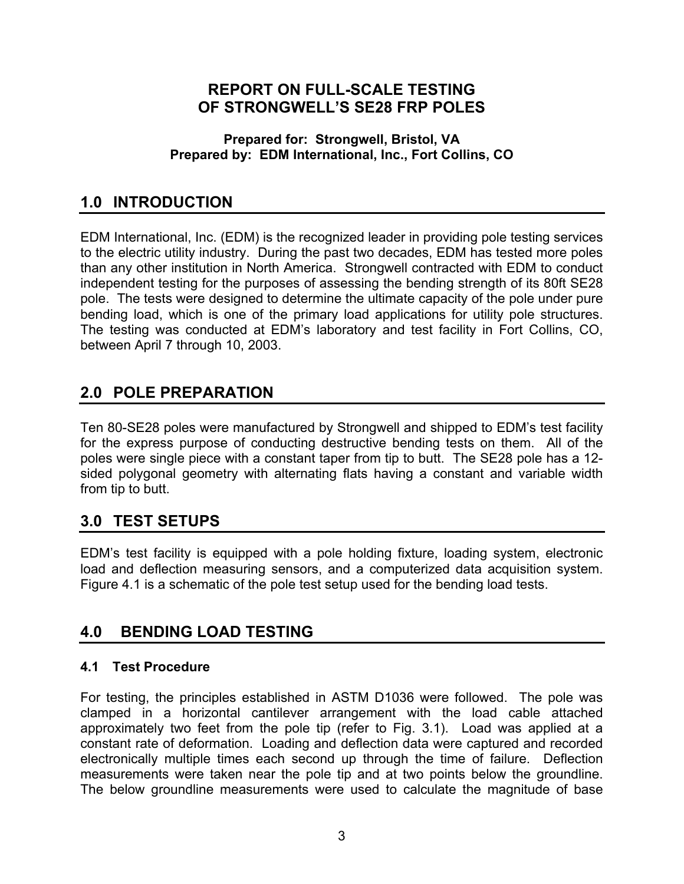# REPORT ON FULL-SCALE TESTING OF STRONGWELL'S SE28 FRP POLES

**Prepared for: Strongwell, Bristol, VA**
**Prepared by: EDM International, Inc., Fort Collins, CO**

## 1.0 INTRODUCTION

EDM International, Inc. (EDM) is the recognized leader in providing pole testing services to the electric utility industry. During the past two decades, EDM has tested more poles than any other institution in North America. Strongwell contracted with EDM to conduct independent testing for the purposes of assessing the bending strength of its 80ft SE28 pole. The tests were designed to determine the ultimate capacity of the pole under pure bending load, which is one of the primary load applications for utility pole structures. The testing was conducted at EDM's laboratory and test facility in Fort Collins, CO, between April 7 through 10, 2003.

## 2.0 POLE PREPARATION

Ten 80-SE28 poles were manufactured by Strongwell and shipped to EDM's test facility for the express purpose of conducting destructive bending tests on them. All of the poles were single piece with a constant taper from tip to butt. The SE28 pole has a 12-sided polygonal geometry with alternating flats having a constant and variable width from tip to butt.

## 3.0 TEST SETUPS

EDM's test facility is equipped with a pole holding fixture, loading system, electronic load and deflection measuring sensors, and a computerized data acquisition system. Figure 4.1 is a schematic of the pole test setup used for the bending load tests.

## 4.0 BENDING LOAD TESTING

### 4.1 Test Procedure

For testing, the principles established in ASTM D1036 were followed. The pole was clamped in a horizontal cantilever arrangement with the load cable attached approximately two feet from the pole tip (refer to Fig. 3.1). Load was applied at a constant rate of deformation. Loading and deflection data were captured and recorded electronically multiple times each second up through the time of failure. Deflection measurements were taken near the pole tip and at two points below the groundline. The below groundline measurements were used to calculate the magnitude of base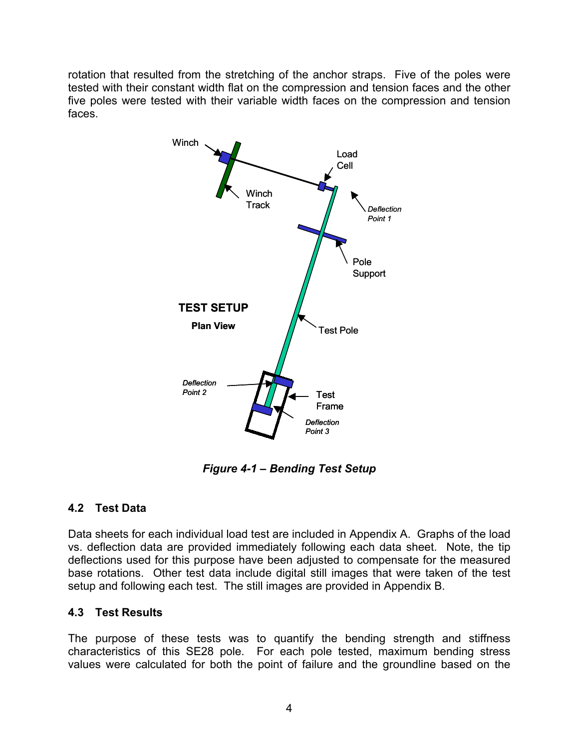rotation that resulted from the stretching of the anchor straps. Five of the poles were tested with their constant width flat on the compression and tension faces and the other five poles were tested with their variable width faces on the compression and tension faces.

*Figure 4-1 – Bending Test Setup*

## 4.2 Test Data

Data sheets for each individual load test are included in Appendix A. Graphs of the load vs. deflection data are provided immediately following each data sheet. Note, the tip deflections used for this purpose have been adjusted to compensate for the measured base rotations. Other test data include digital still images that were taken of the test setup and following each test. The still images are provided in Appendix B.

## 4.3 Test Results

The purpose of these tests was to quantify the bending strength and stiffness characteristics of this SE28 pole. For each pole tested, maximum bending stress values were calculated for both the point of failure and the groundline based on the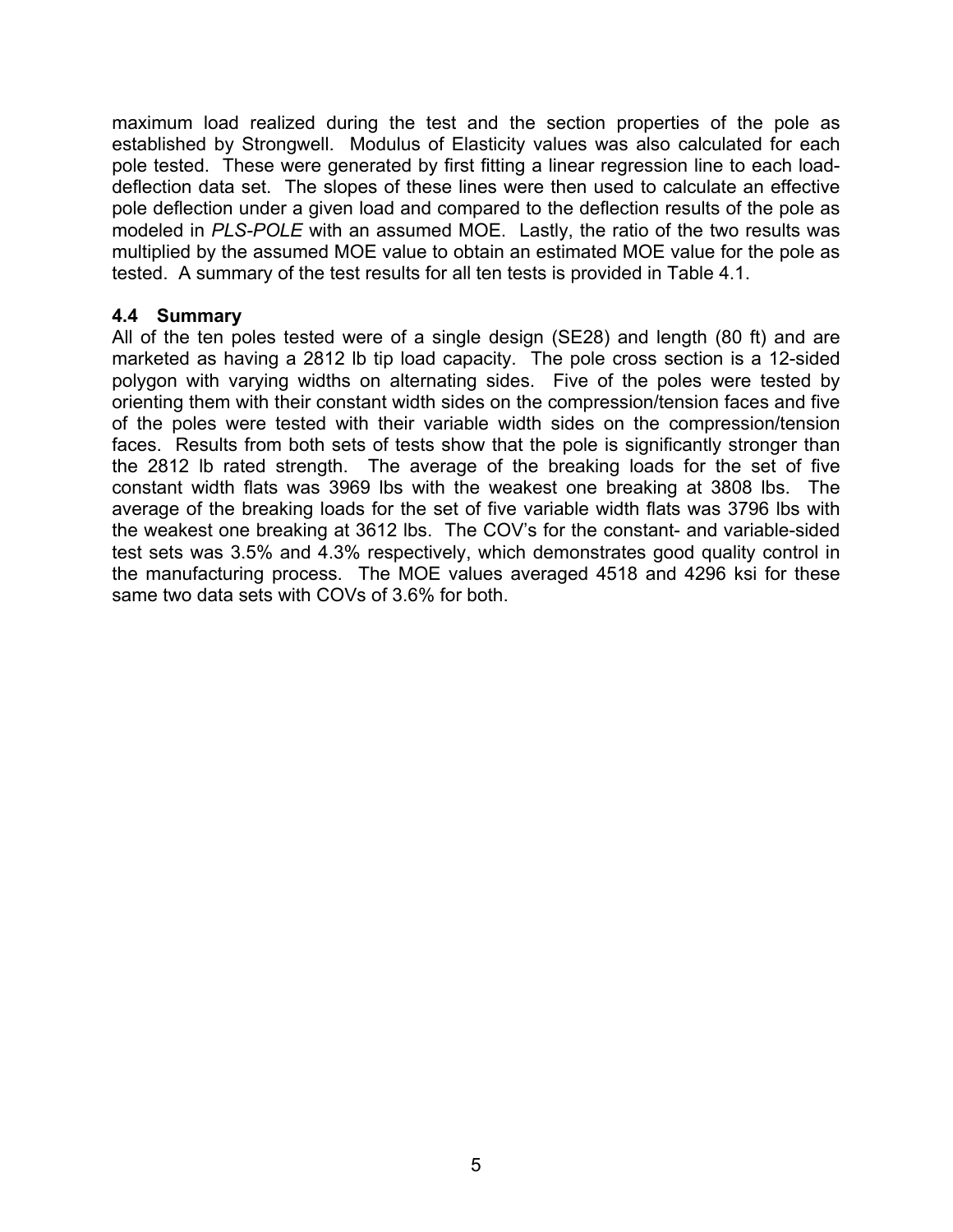maximum load realized during the test and the section properties of the pole as established by Strongwell. Modulus of Elasticity values was also calculated for each pole tested. These were generated by first fitting a linear regression line to each load-deflection data set. The slopes of these lines were then used to calculate an effective pole deflection under a given load and compared to the deflection results of the pole as modeled in *PLS-POLE* with an assumed MOE. Lastly, the ratio of the two results was multiplied by the assumed MOE value to obtain an estimated MOE value for the pole as tested. A summary of the test results for all ten tests is provided in Table 4.1.

### 4.4 Summary

All of the ten poles tested were of a single design (SE28) and length (80 ft) and are marketed as having a 2812 lb tip load capacity. The pole cross section is a 12-sided polygon with varying widths on alternating sides. Five of the poles were tested by orienting them with their constant width sides on the compression/tension faces and five of the poles were tested with their variable width sides on the compression/tension faces. Results from both sets of tests show that the pole is significantly stronger than the 2812 lb rated strength. The average of the breaking loads for the set of five constant width flats was 3969 lbs with the weakest one breaking at 3808 lbs. The average of the breaking loads for the set of five variable width flats was 3796 lbs with the weakest one breaking at 3612 lbs. The COV's for the constant- and variable-sided test sets was 3.5% and 4.3% respectively, which demonstrates good quality control in the manufacturing process. The MOE values averaged 4518 and 4296 ksi for these same two data sets with COVs of 3.6% for both.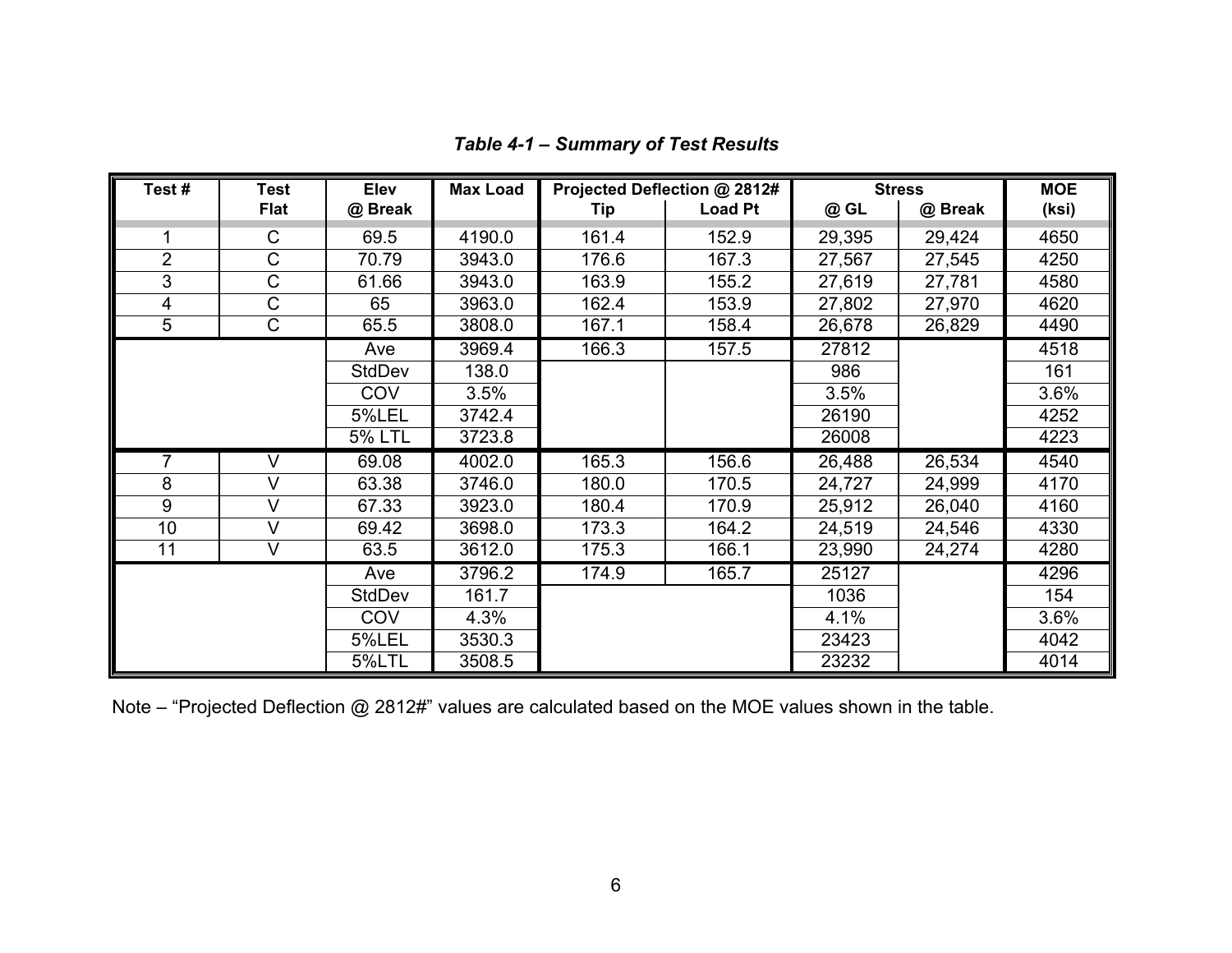***Table 4-1 – Summary of Test Results***

| Test # | Test Flat | Elev @ Break | Max Load | Projected Deflection @ 2812# | | Stress | | MOE (ksi) |
|---|---|---|---|---|---|---|---|---|
| | | | | Tip | Load Pt | @ GL | @ Break | |
| 1 | C | 69.5 | 4190.0 | 161.4 | 152.9 | 29,395 | 29,424 | 4650 |
| 2 | C | 70.79 | 3943.0 | 176.6 | 167.3 | 27,567 | 27,545 | 4250 |
| 3 | C | 61.66 | 3943.0 | 163.9 | 155.2 | 27,619 | 27,781 | 4580 |
| 4 | C | 65 | 3963.0 | 162.4 | 153.9 | 27,802 | 27,970 | 4620 |
| 5 | C | 65.5 | 3808.0 | 167.1 | 158.4 | 26,678 | 26,829 | 4490 |
| | | Ave | 3969.4 | 166.3 | 157.5 | 27812 | | 4518 |
| | | StdDev | 138.0 | | | 986 | | 161 |
| | | COV | 3.5% | | | 3.5% | | 3.6% |
| | | 5%LEL | 3742.4 | | | 26190 | | 4252 |
| | | 5% LTL | 3723.8 | | | 26008 | | 4223 |
| 7 | V | 69.08 | 4002.0 | 165.3 | 156.6 | 26,488 | 26,534 | 4540 |
| 8 | V | 63.38 | 3746.0 | 180.0 | 170.5 | 24,727 | 24,999 | 4170 |
| 9 | V | 67.33 | 3923.0 | 180.4 | 170.9 | 25,912 | 26,040 | 4160 |
| 10 | V | 69.42 | 3698.0 | 173.3 | 164.2 | 24,519 | 24,546 | 4330 |
| 11 | V | 63.5 | 3612.0 | 175.3 | 166.1 | 23,990 | 24,274 | 4280 |
| | | Ave | 3796.2 | 174.9 | 165.7 | 25127 | | 4296 |
| | | StdDev | 161.7 | | | 1036 | | 154 |
| | | COV | 4.3% | | | 4.1% | | 3.6% |
| | | 5%LEL | 3530.3 | | | 23423 | | 4042 |
| | | 5%LTL | 3508.5 | | | 23232 | | 4014 |

Note – "Projected Deflection @ 2812#" values are calculated based on the MOE values shown in the table.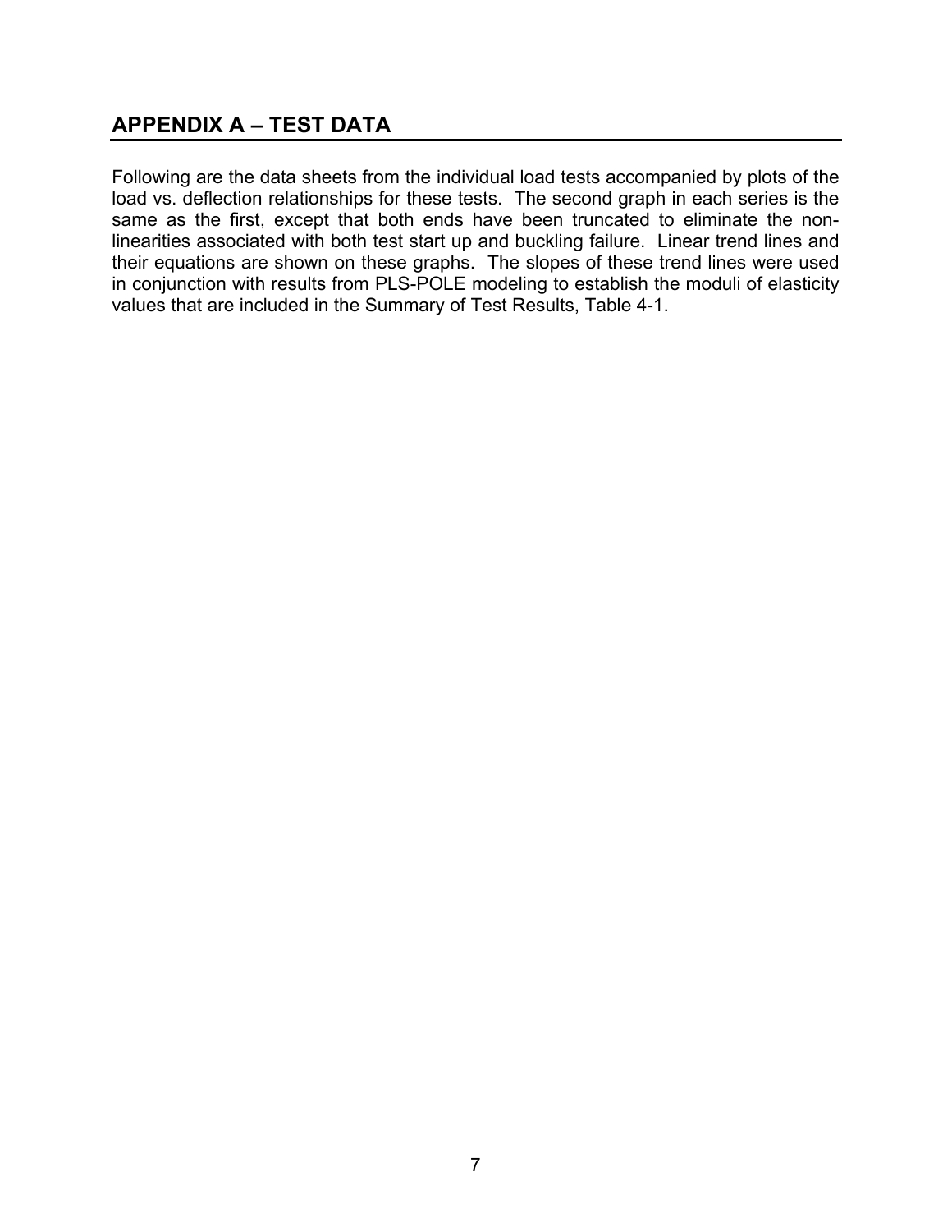## APPENDIX A – TEST DATA

Following are the data sheets from the individual load tests accompanied by plots of the load vs. deflection relationships for these tests. The second graph in each series is the same as the first, except that both ends have been truncated to eliminate the non-linearities associated with both test start up and buckling failure. Linear trend lines and their equations are shown on these graphs. The slopes of these trend lines were used in conjunction with results from PLS-POLE modeling to establish the moduli of elasticity values that are included in the Summary of Test Results, Table 4-1.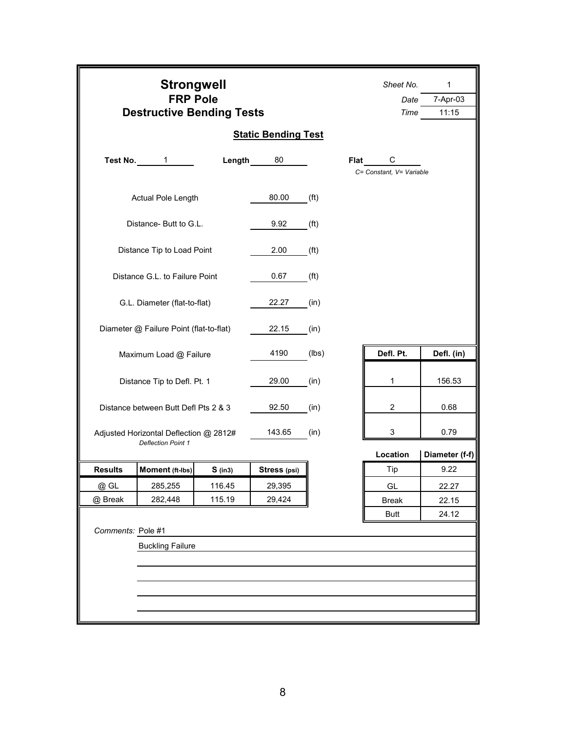# Strongwell

## FRP Pole

## Destructive Bending Tests

*Sheet No.* 1

*Date* 7-Apr-03

*Time* 11:15

### Static Bending Test

**Test No.** 1  **Length** 80  **Flat** C

*C= Constant, V= Variable*

| | | |
|---|---|---|
| Actual Pole Length | 80.00 | (ft) |
| Distance- Butt to G.L. | 9.92 | (ft) |
| Distance Tip to Load Point | 2.00 | (ft) |
| Distance G.L. to Failure Point | 0.67 | (ft) |
| G.L. Diameter (flat-to-flat) | 22.27 | (in) |
| Diameter @ Failure Point (flat-to-flat) | 22.15 | (in) |
| Maximum Load @ Failure | 4190 | (lbs) |
| Distance Tip to Defl. Pt. 1 | 29.00 | (in) |
| Distance between Butt Defl Pts 2 & 3 | 92.50 | (in) |
| Adjusted Horizontal Deflection @ 2812# *Deflection Point 1* | 143.65 | (in) |

| Defl. Pt. | Defl. (in) |
|---|---|
| 1 | 156.53 |
| 2 | 0.68 |
| 3 | 0.79 |

| Location | Diameter (f-f) |
|---|---|
| Tip | 9.22 |
| GL | 22.27 |
| Break | 22.15 |
| Butt | 24.12 |

| Results | Moment (ft-lbs) | S (in3) | Stress (psi) |
|---|---|---|---|
| @ GL | 285,255 | 116.45 | 29,395 |
| @ Break | 282,448 | 115.19 | 29,424 |

*Comments:* Pole #1

Buckling Failure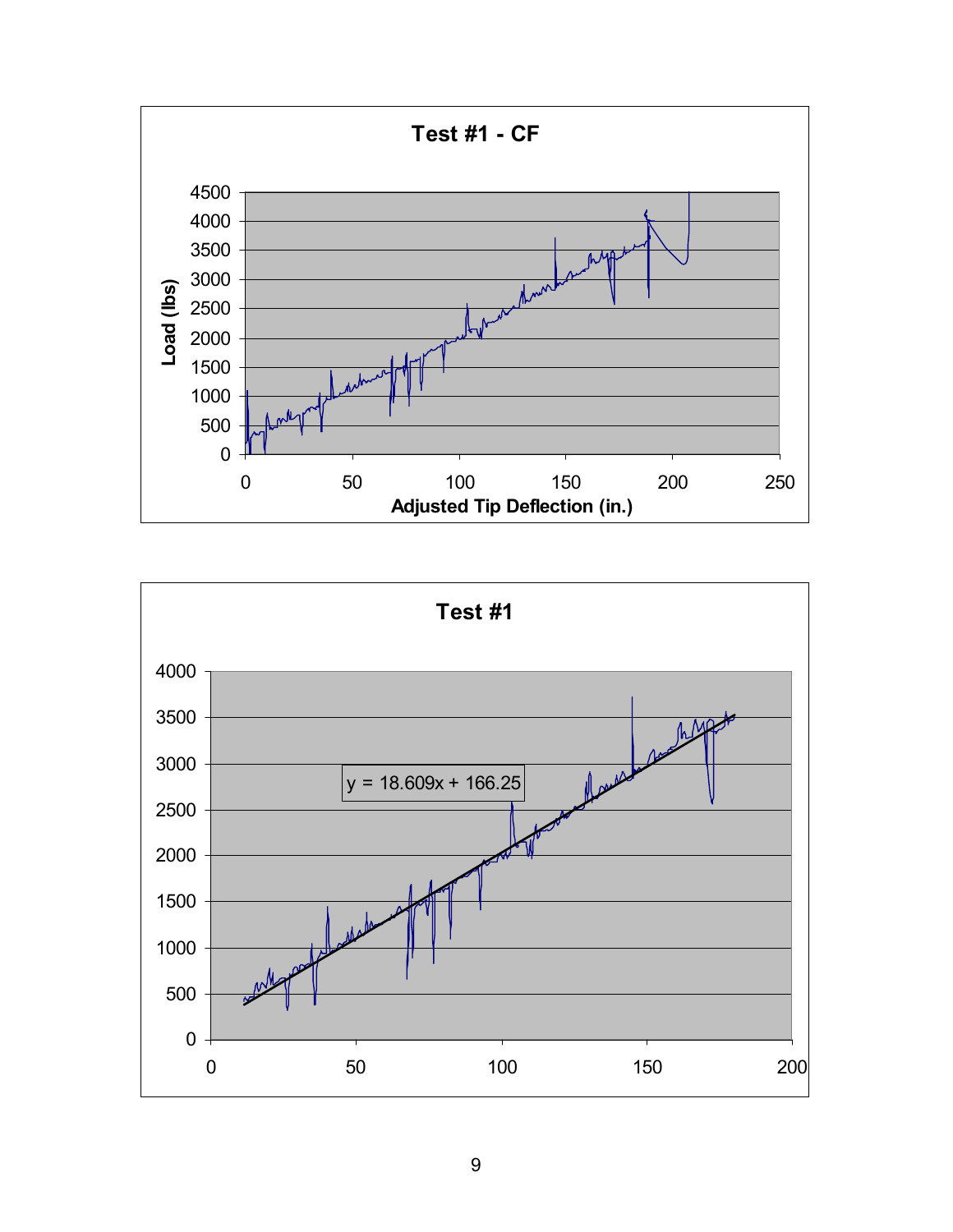**Test #1 - CF**

Load (lbs) vs. Adjusted Tip Deflection (in.)

**Test #1**

$y = 18.609x + 166.25$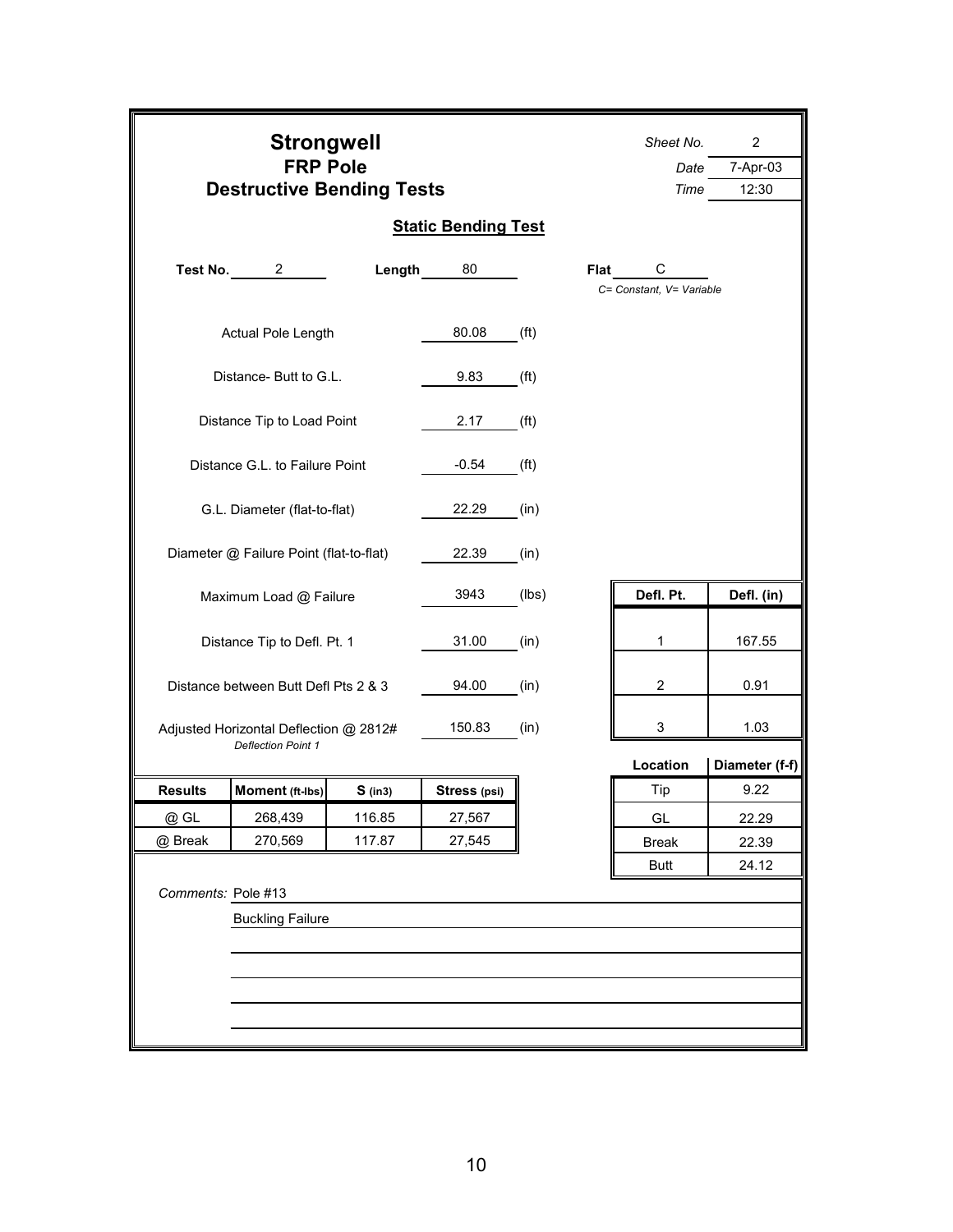# Strongwell

## FRP Pole

## Destructive Bending Tests

*Sheet No.* 2

*Date* 7-Apr-03

*Time* 12:30

### Static Bending Test

**Test No.** 2 **Length** 80 **Flat** C

*C= Constant, V= Variable*

| | | |
|---|---|---|
| Actual Pole Length | 80.08 | (ft) |
| Distance- Butt to G.L. | 9.83 | (ft) |
| Distance Tip to Load Point | 2.17 | (ft) |
| Distance G.L. to Failure Point | -0.54 | (ft) |
| G.L. Diameter (flat-to-flat) | 22.29 | (in) |
| Diameter @ Failure Point (flat-to-flat) | 22.39 | (in) |
| Maximum Load @ Failure | 3943 | (lbs) |
| Distance Tip to Defl. Pt. 1 | 31.00 | (in) |
| Distance between Butt Defl Pts 2 & 3 | 94.00 | (in) |
| Adjusted Horizontal Deflection @ 2812# *Deflection Point 1* | 150.83 | (in) |

| Defl. Pt. | Defl. (in) |
|---|---|
| 1 | 167.55 |
| 2 | 0.91 |
| 3 | 1.03 |

| Location | Diameter (f-f) |
|---|---|
| Tip | 9.22 |
| GL | 22.29 |
| Break | 22.39 |
| Butt | 24.12 |

| Results | Moment (ft-lbs) | S (in3) | Stress (psi) |
|---|---|---|---|
| @ GL | 268,439 | 116.85 | 27,567 |
| @ Break | 270,569 | 117.87 | 27,545 |

*Comments:* Pole #13

Buckling Failure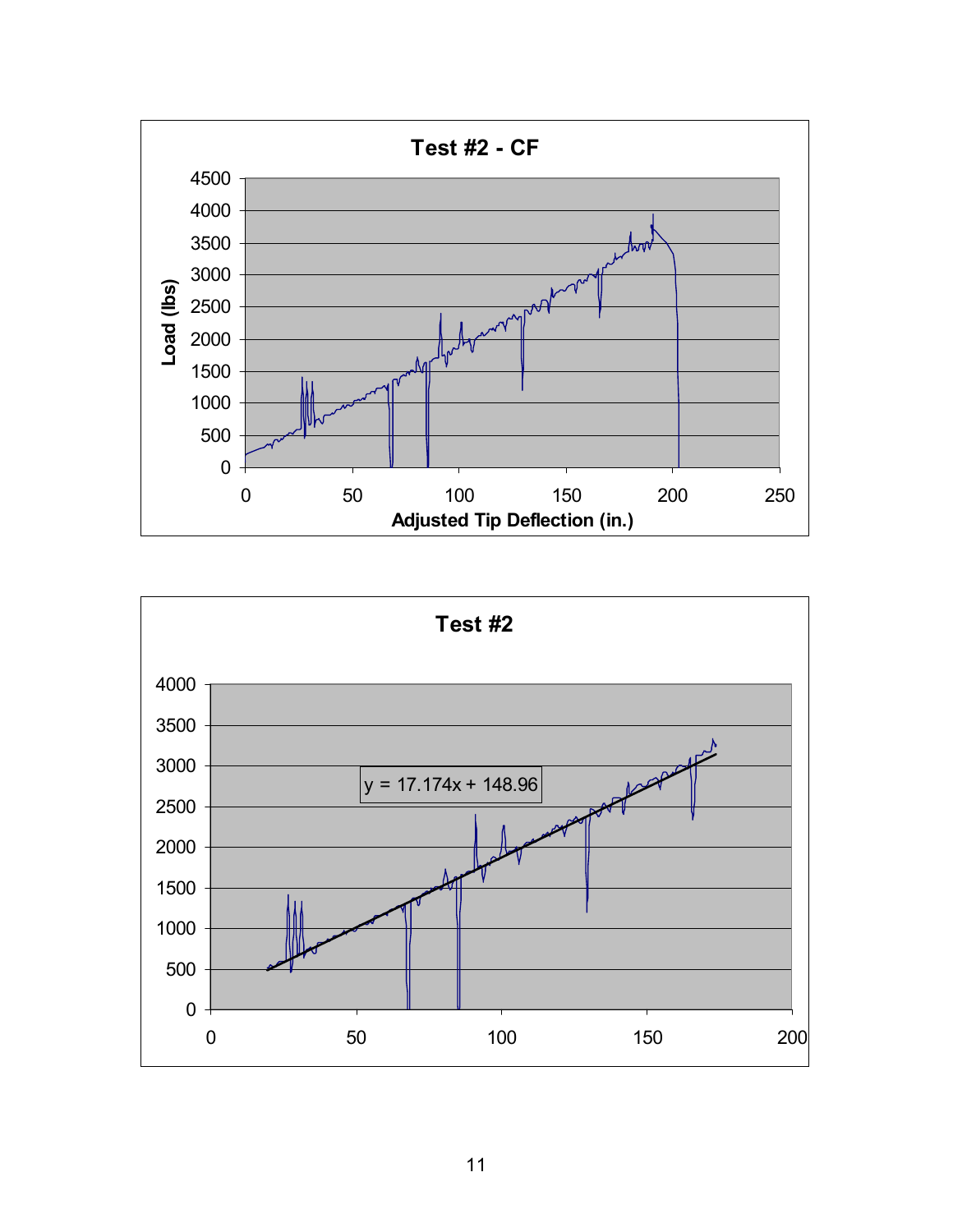**Test #2 - CF**

Load (lbs) vs. Adjusted Tip Deflection (in.)

**Test #2**

y = 17.174x + 148.96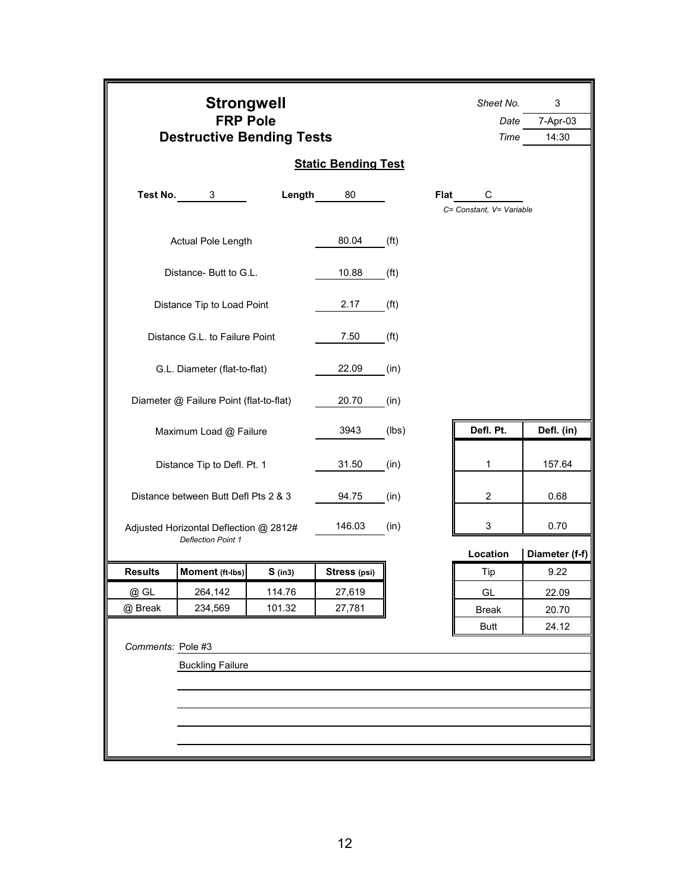# Strongwell

## FRP Pole

## Destructive Bending Tests

| | |
|---|---|
| *Sheet No.* | 3 |
| *Date* | 7-Apr-03 |
| *Time* | 14:30 |

### Static Bending Test

**Test No.** 3 **Length** 80 **Flat** C

*C= Constant, V= Variable*

| | | |
|---|---|---|
| Actual Pole Length | 80.04 | (ft) |
| Distance- Butt to G.L. | 10.88 | (ft) |
| Distance Tip to Load Point | 2.17 | (ft) |
| Distance G.L. to Failure Point | 7.50 | (ft) |
| G.L. Diameter (flat-to-flat) | 22.09 | (in) |
| Diameter @ Failure Point (flat-to-flat) | 20.70 | (in) |
| Maximum Load @ Failure | 3943 | (lbs) |
| Distance Tip to Defl. Pt. 1 | 31.50 | (in) |
| Distance between Butt Defl Pts 2 & 3 | 94.75 | (in) |
| Adjusted Horizontal Deflection @ 2812# *Deflection Point 1* | 146.03 | (in) |

| Defl. Pt. | Defl. (in) |
|---|---|
| 1 | 157.64 |
| 2 | 0.68 |
| 3 | 0.70 |

| Location | Diameter (f-f) |
|---|---|
| Tip | 9.22 |
| GL | 22.09 |
| Break | 20.70 |
| Butt | 24.12 |

| Results | Moment (ft-lbs) | S (in3) | Stress (psi) |
|---|---|---|---|
| @ GL | 264,142 | 114.76 | 27,619 |
| @ Break | 234,569 | 101.32 | 27,781 |

*Comments:* Pole #3

Buckling Failure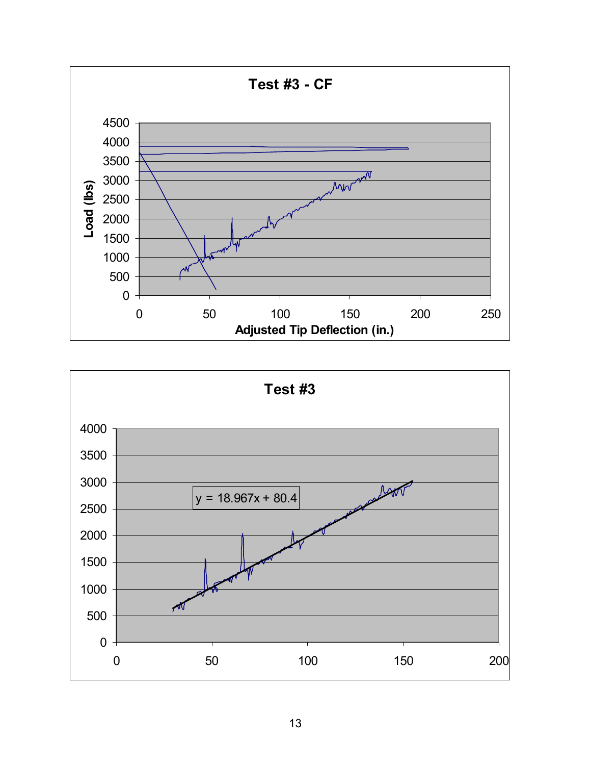**Test #3 - CF**

Load (lbs) vs. Adjusted Tip Deflection (in.)

**Test #3**

y = 18.967x + 80.4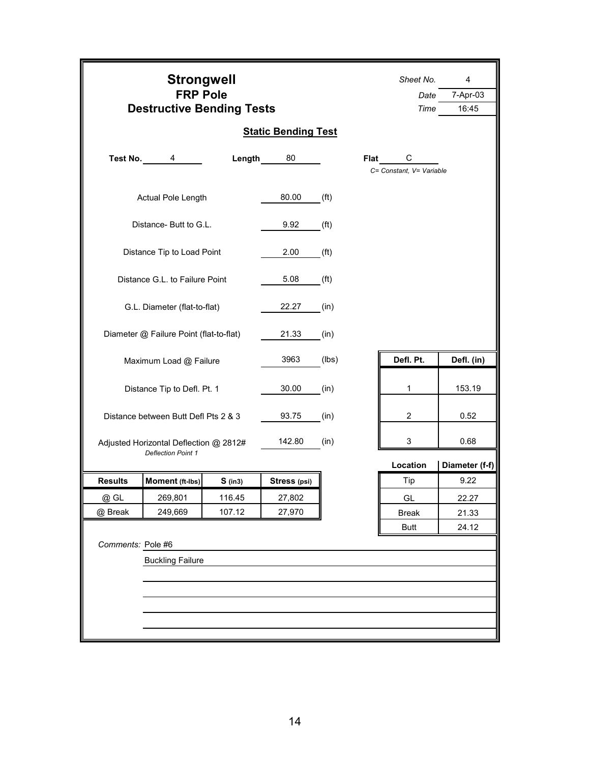# Strongwell

## FRP Pole

## Destructive Bending Tests

*Sheet No.* 4
*Date* 7-Apr-03
*Time* 16:45

### Static Bending Test

**Test No.** 4 **Length** 80 **Flat** C
*C= Constant, V= Variable*

| | | |
|---|---|---|
| Actual Pole Length | 80.00 | (ft) |
| Distance- Butt to G.L. | 9.92 | (ft) |
| Distance Tip to Load Point | 2.00 | (ft) |
| Distance G.L. to Failure Point | 5.08 | (ft) |
| G.L. Diameter (flat-to-flat) | 22.27 | (in) |
| Diameter @ Failure Point (flat-to-flat) | 21.33 | (in) |
| Maximum Load @ Failure | 3963 | (lbs) |
| Distance Tip to Defl. Pt. 1 | 30.00 | (in) |
| Distance between Butt Defl Pts 2 & 3 | 93.75 | (in) |
| Adjusted Horizontal Deflection @ 2812# *Deflection Point 1* | 142.80 | (in) |

| Defl. Pt. | Defl. (in) |
|---|---|
| 1 | 153.19 |
| 2 | 0.52 |
| 3 | 0.68 |

| Location | Diameter (f-f) |
|---|---|
| Tip | 9.22 |
| GL | 22.27 |
| Break | 21.33 |
| Butt | 24.12 |

| Results | Moment (ft-lbs) | S (in3) | Stress (psi) |
|---|---|---|---|
| @ GL | 269,801 | 116.45 | 27,802 |
| @ Break | 249,669 | 107.12 | 27,970 |

*Comments:* Pole #6

Buckling Failure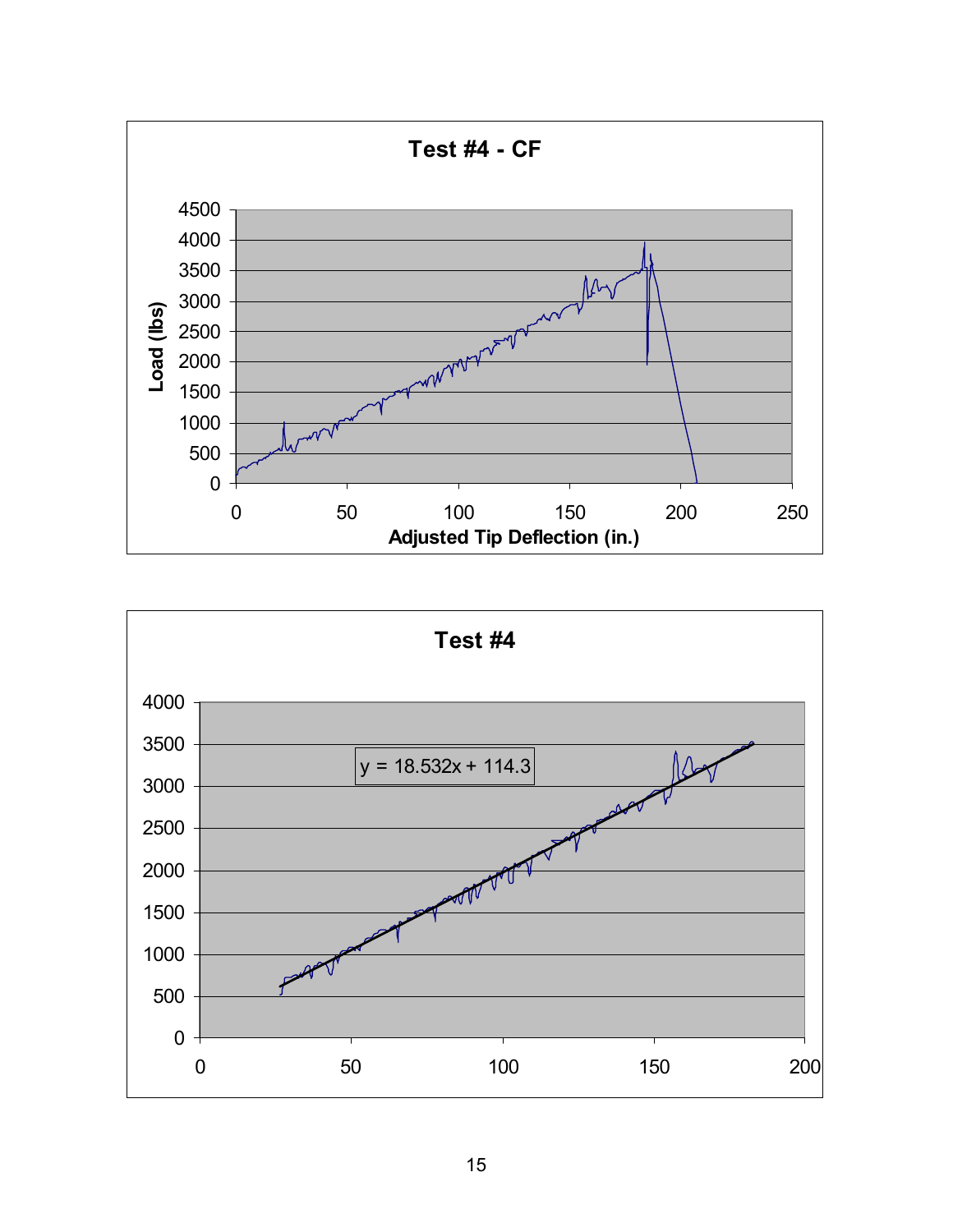**Test #4 - CF**

Load (lbs)

Adjusted Tip Deflection (in.)

**Test #4**

y = 18.532x + 114.3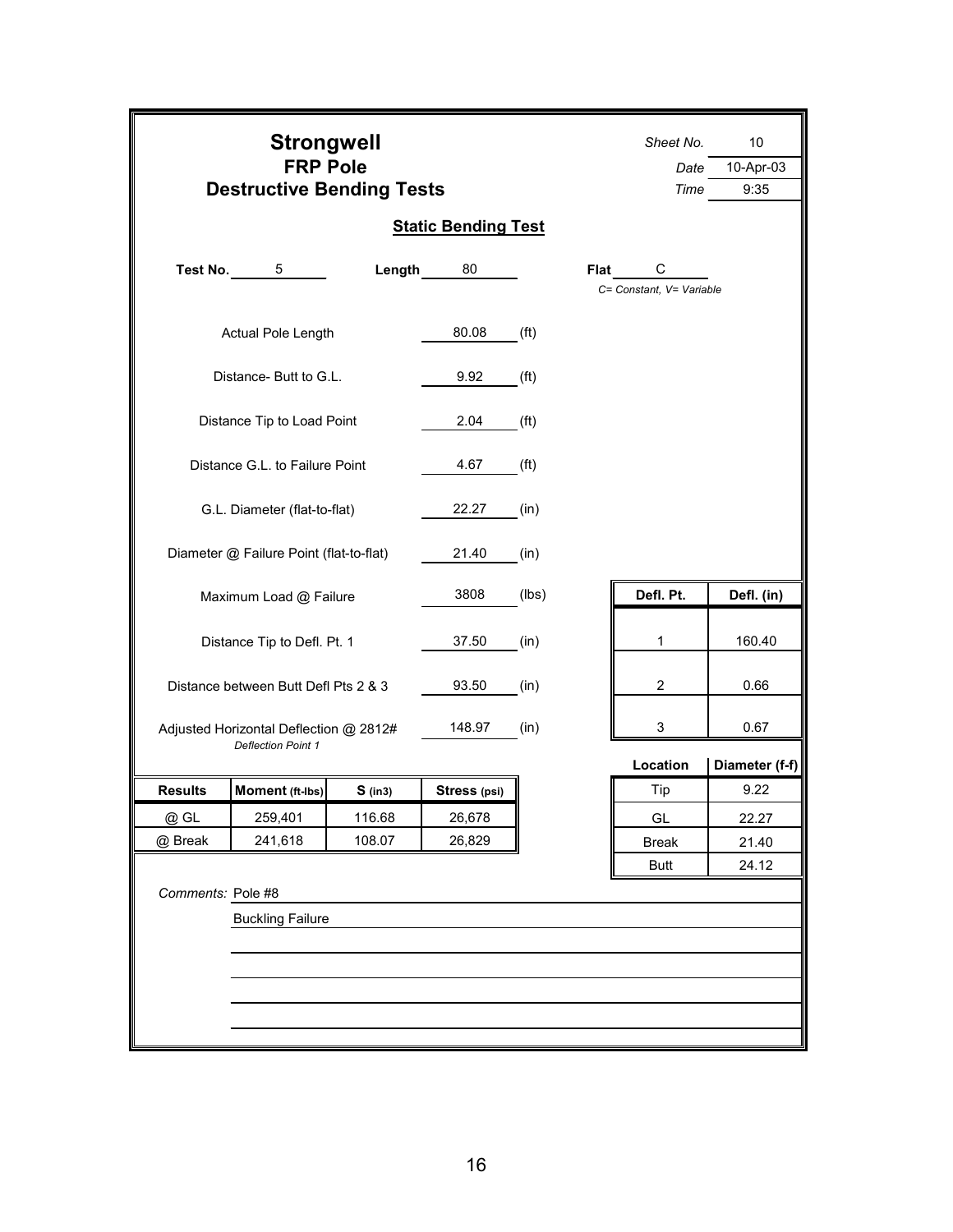# Strongwell

## FRP Pole

## Destructive Bending Tests

*Sheet No.* 10
*Date* 10-Apr-03
*Time* 9:35

### Static Bending Test

**Test No.** 5 **Length** 80 **Flat** C
*C= Constant, V= Variable*

| | | |
|---|---|---|
| Actual Pole Length | 80.08 | (ft) |
| Distance- Butt to G.L. | 9.92 | (ft) |
| Distance Tip to Load Point | 2.04 | (ft) |
| Distance G.L. to Failure Point | 4.67 | (ft) |
| G.L. Diameter (flat-to-flat) | 22.27 | (in) |
| Diameter @ Failure Point (flat-to-flat) | 21.40 | (in) |
| Maximum Load @ Failure | 3808 | (lbs) |
| Distance Tip to Defl. Pt. 1 | 37.50 | (in) |
| Distance between Butt Defl Pts 2 & 3 | 93.50 | (in) |
| Adjusted Horizontal Deflection @ 2812# *Deflection Point 1* | 148.97 | (in) |

| Defl. Pt. | Defl. (in) |
|---|---|
| 1 | 160.40 |
| 2 | 0.66 |
| 3 | 0.67 |

| Results | Moment (ft-lbs) | S (in3) | Stress (psi) |
|---|---|---|---|
| @ GL | 259,401 | 116.68 | 26,678 |
| @ Break | 241,618 | 108.07 | 26,829 |

| Location | Diameter (f-f) |
|---|---|
| Tip | 9.22 |
| GL | 22.27 |
| Break | 21.40 |
| Butt | 24.12 |

*Comments:* Pole #8

Buckling Failure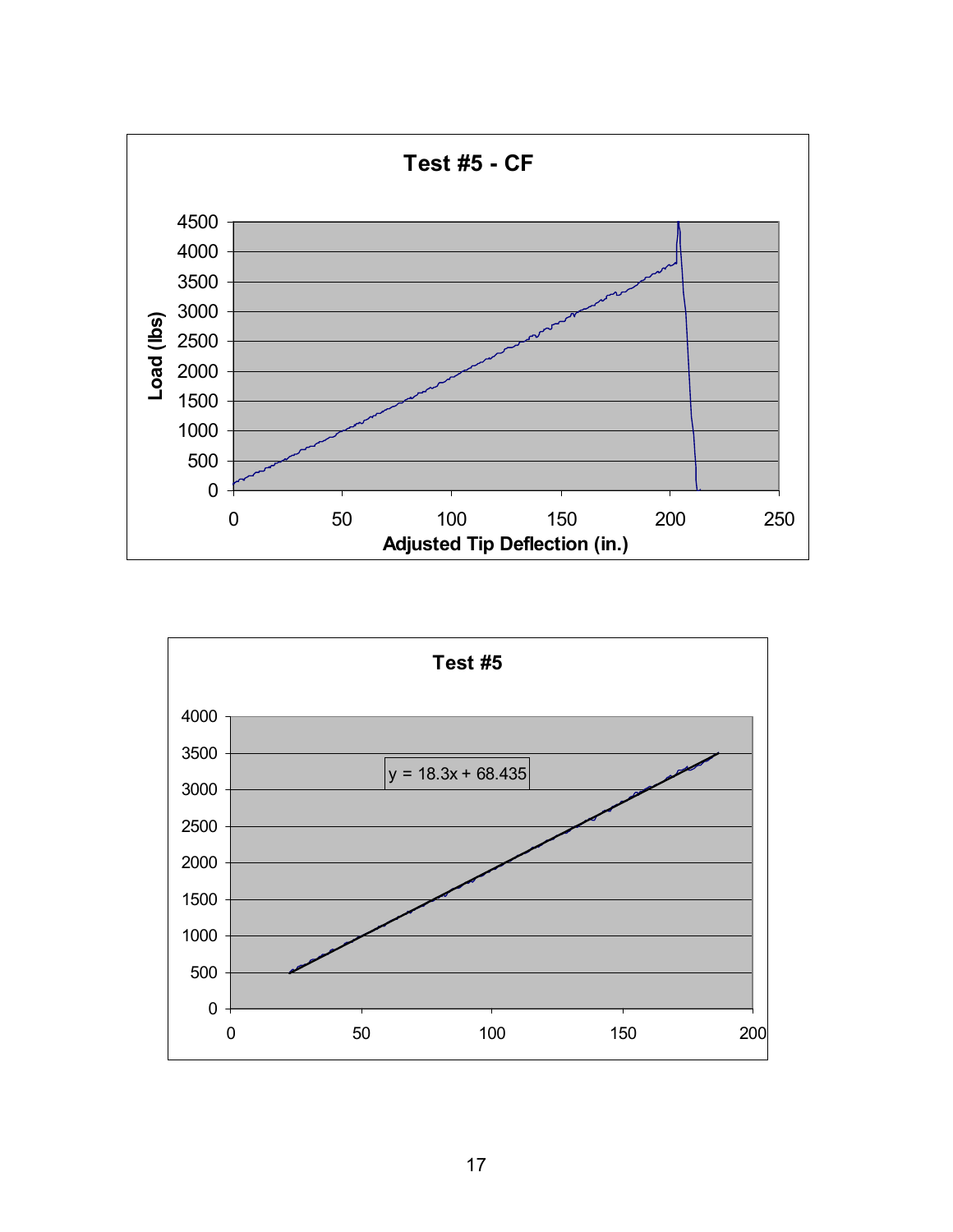**Test #5 - CF**

Load (lbs) vs. Adjusted Tip Deflection (in.)

**Test #5**

y = 18.3x + 68.435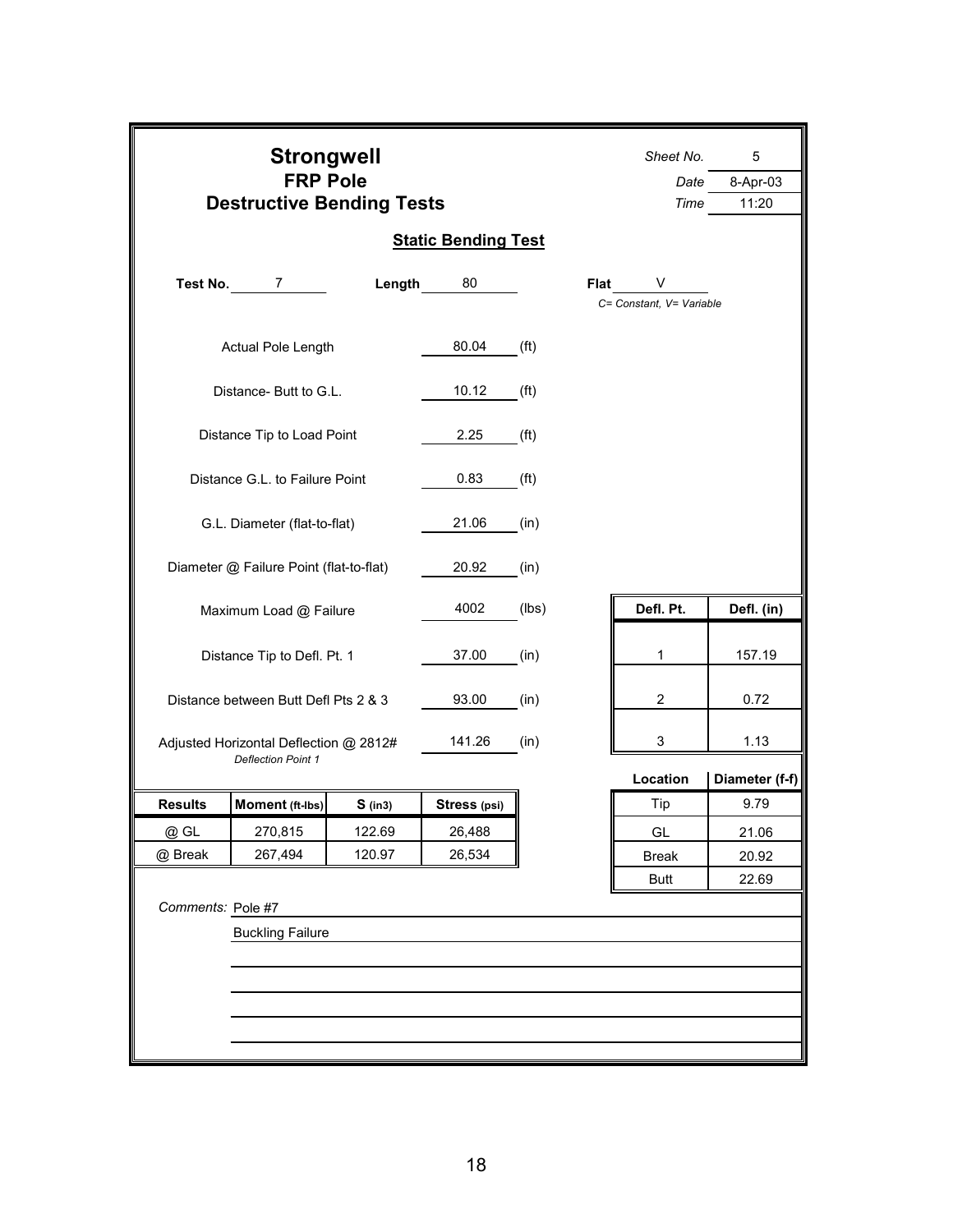# Strongwell
## FRP Pole
## Destructive Bending Tests

*Sheet No.* 5
*Date* 8-Apr-03
*Time* 11:20

### Static Bending Test

**Test No.** 7 **Length** 80 **Flat** V
*C= Constant, V= Variable*

| | | |
|---|---|---|
| Actual Pole Length | 80.04 | (ft) |
| Distance- Butt to G.L. | 10.12 | (ft) |
| Distance Tip to Load Point | 2.25 | (ft) |
| Distance G.L. to Failure Point | 0.83 | (ft) |
| G.L. Diameter (flat-to-flat) | 21.06 | (in) |
| Diameter @ Failure Point (flat-to-flat) | 20.92 | (in) |
| Maximum Load @ Failure | 4002 | (lbs) |
| Distance Tip to Defl. Pt. 1 | 37.00 | (in) |
| Distance between Butt Defl Pts 2 & 3 | 93.00 | (in) |
| Adjusted Horizontal Deflection @ 2812# *Deflection Point 1* | 141.26 | (in) |

| Defl. Pt. | Defl. (in) |
|---|---|
| 1 | 157.19 |
| 2 | 0.72 |
| 3 | 1.13 |

| Results | Moment (ft-lbs) | S (in3) | Stress (psi) |
|---|---|---|---|
| @ GL | 270,815 | 122.69 | 26,488 |
| @ Break | 267,494 | 120.97 | 26,534 |

| Location | Diameter (f-f) |
|---|---|
| Tip | 9.79 |
| GL | 21.06 |
| Break | 20.92 |
| Butt | 22.69 |

*Comments:* Pole #7
Buckling Failure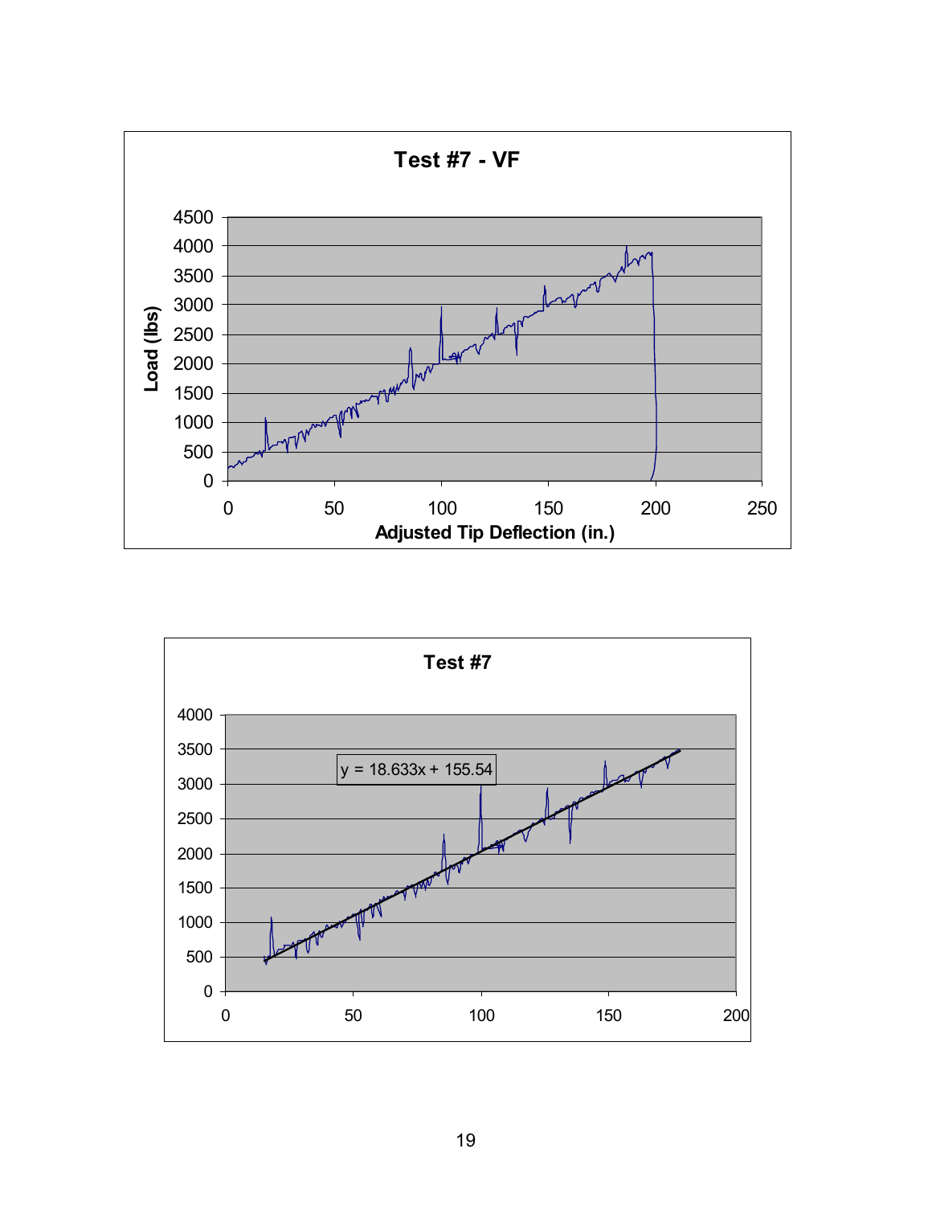**Test #7 - VF**

Load (lbs) vs. Adjusted Tip Deflection (in.)

**Test #7**

y = 18.633x + 155.54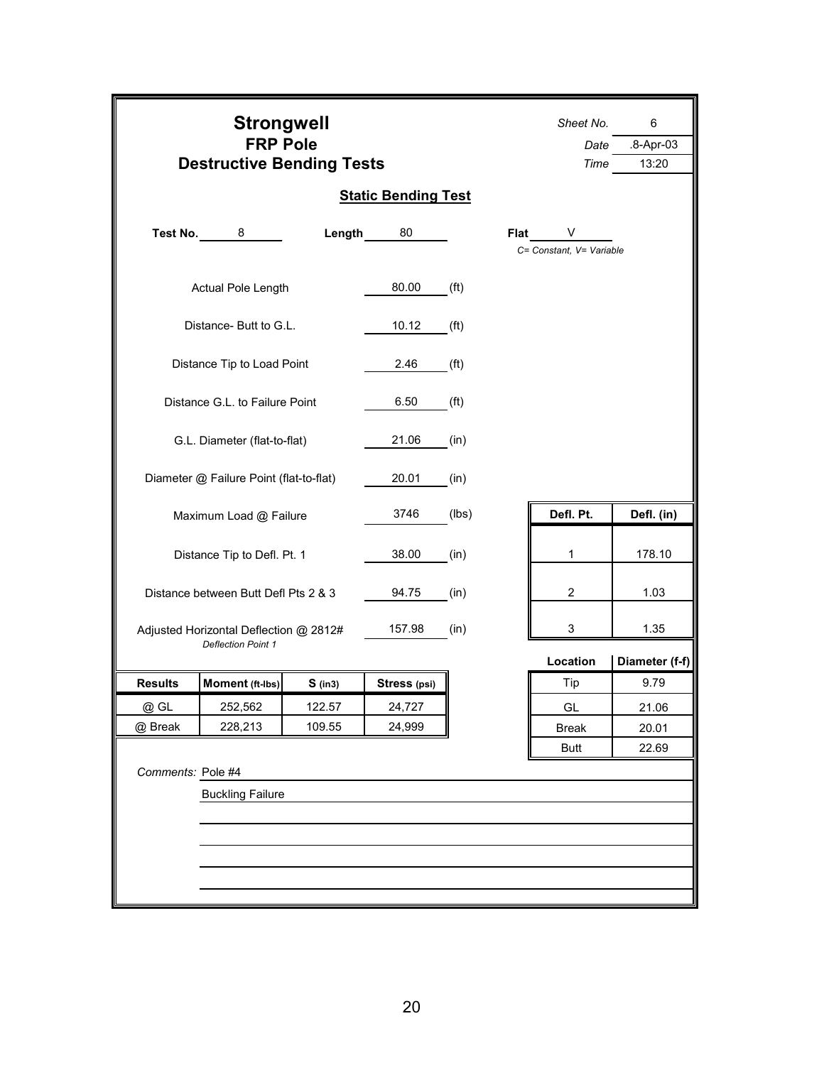# Strongwell
## FRP Pole
## Destructive Bending Tests

*Sheet No.* 6
*Date* .8-Apr-03
*Time* 13:20

### Static Bending Test

**Test No.** 8 **Length** 80 **Flat** V
*C= Constant, V= Variable*

| | | |
|---|---|---|
| Actual Pole Length | 80.00 | (ft) |
| Distance- Butt to G.L. | 10.12 | (ft) |
| Distance Tip to Load Point | 2.46 | (ft) |
| Distance G.L. to Failure Point | 6.50 | (ft) |
| G.L. Diameter (flat-to-flat) | 21.06 | (in) |
| Diameter @ Failure Point (flat-to-flat) | 20.01 | (in) |
| Maximum Load @ Failure | 3746 | (lbs) |
| Distance Tip to Defl. Pt. 1 | 38.00 | (in) |
| Distance between Butt Defl Pts 2 & 3 | 94.75 | (in) |
| Adjusted Horizontal Deflection @ 2812# *Deflection Point 1* | 157.98 | (in) |

| Defl. Pt. | Defl. (in) |
|---|---|
| 1 | 178.10 |
| 2 | 1.03 |
| 3 | 1.35 |

| Location | Diameter (f-f) |
|---|---|
| Tip | 9.79 |
| GL | 21.06 |
| Break | 20.01 |
| Butt | 22.69 |

| Results | Moment (ft-lbs) | S (in3) | Stress (psi) |
|---|---|---|---|
| @ GL | 252,562 | 122.57 | 24,727 |
| @ Break | 228,213 | 109.55 | 24,999 |

*Comments:* Pole #4

Buckling Failure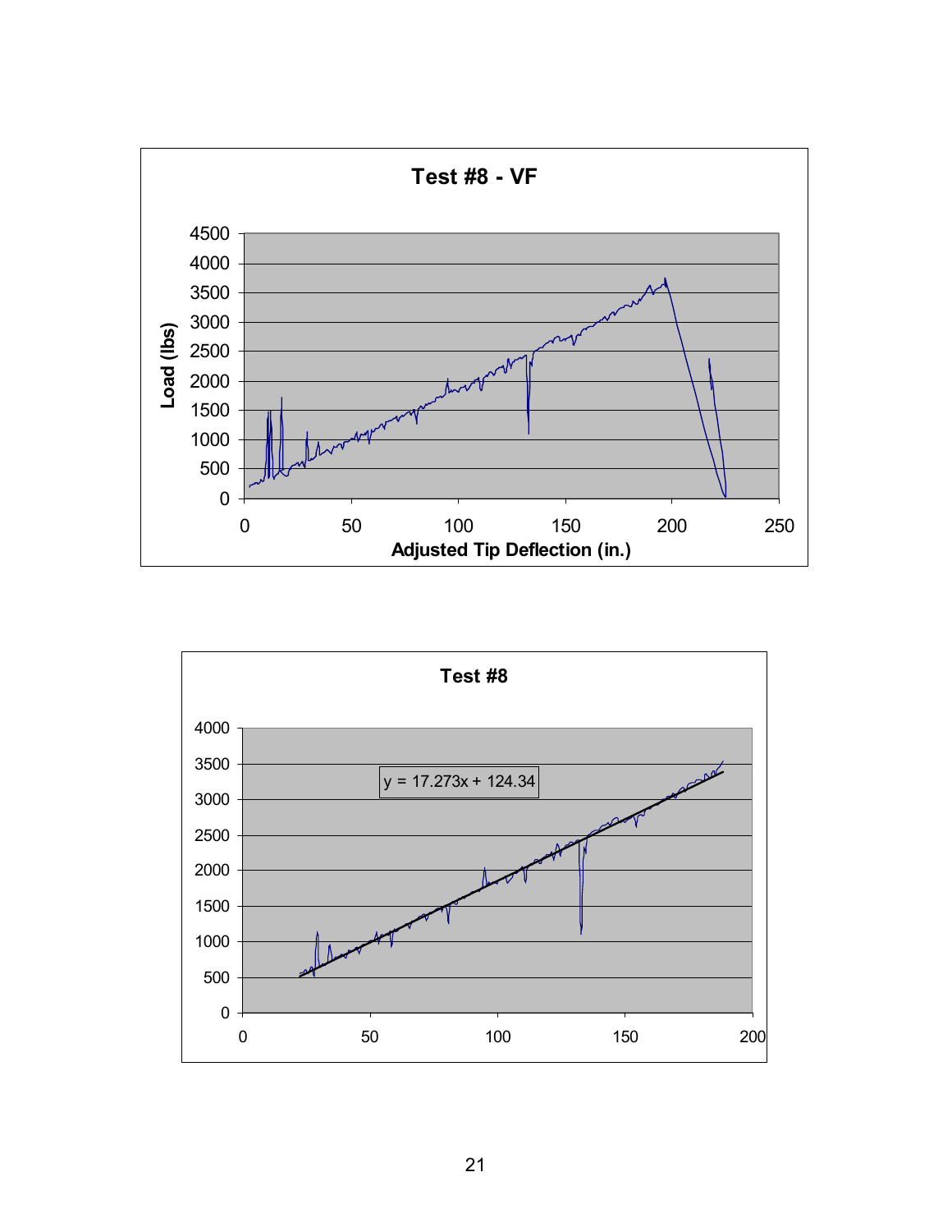**Test #8 - VF**

Load (lbs) vs. Adjusted Tip Deflection (in.)

**Test #8**

y = 17.273x + 124.34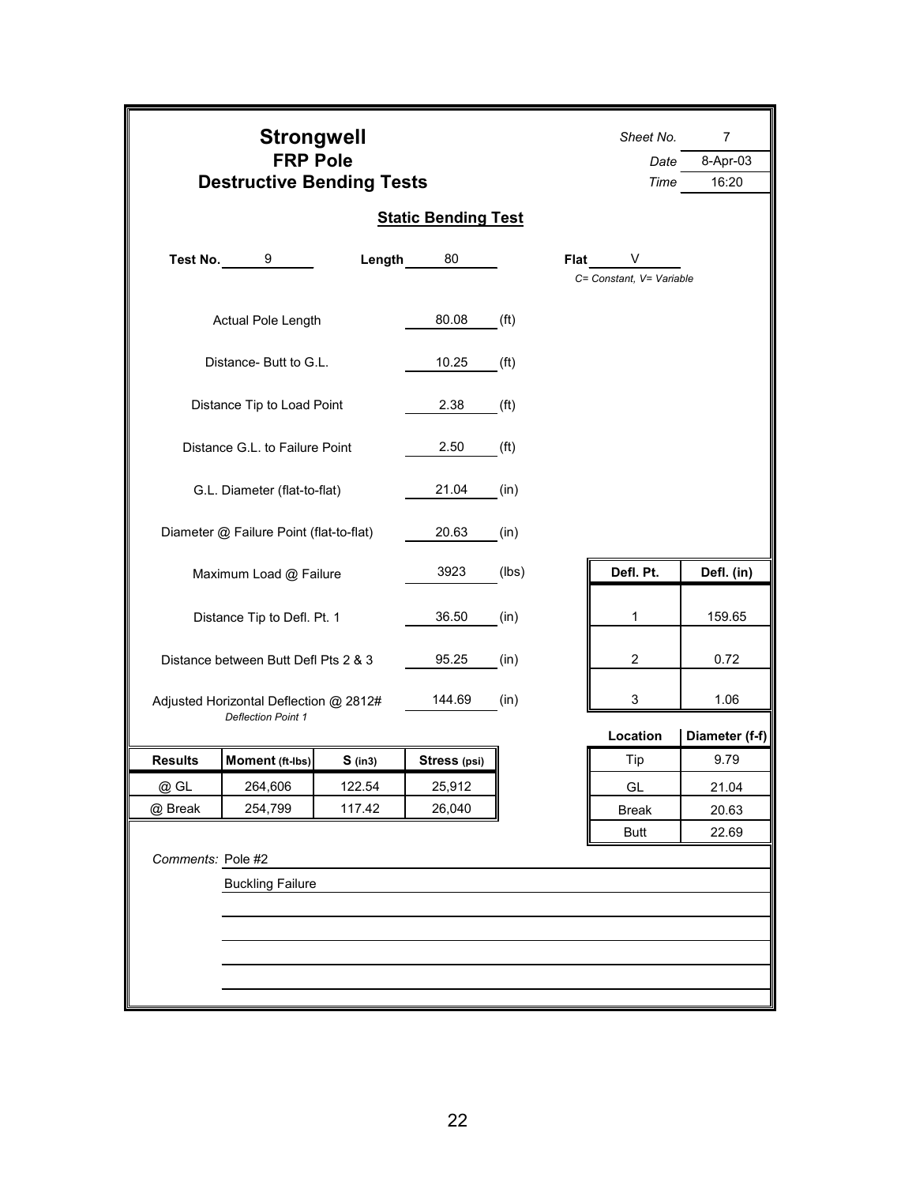# Strongwell

## FRP Pole

## Destructive Bending Tests

*Sheet No.* 7
*Date* 8-Apr-03
*Time* 16:20

### Static Bending Test

**Test No.** 9 **Length** 80 **Flat** V
*C= Constant, V= Variable*

| | | |
|---|---|---|
| Actual Pole Length | 80.08 | (ft) |
| Distance- Butt to G.L. | 10.25 | (ft) |
| Distance Tip to Load Point | 2.38 | (ft) |
| Distance G.L. to Failure Point | 2.50 | (ft) |
| G.L. Diameter (flat-to-flat) | 21.04 | (in) |
| Diameter @ Failure Point (flat-to-flat) | 20.63 | (in) |
| Maximum Load @ Failure | 3923 | (lbs) |
| Distance Tip to Defl. Pt. 1 | 36.50 | (in) |
| Distance between Butt Defl Pts 2 & 3 | 95.25 | (in) |
| Adjusted Horizontal Deflection @ 2812# *Deflection Point 1* | 144.69 | (in) |

| Defl. Pt. | Defl. (in) |
|---|---|
| 1 | 159.65 |
| 2 | 0.72 |
| 3 | 1.06 |

| Location | Diameter (f-f) |
|---|---|
| Tip | 9.79 |
| GL | 21.04 |
| Break | 20.63 |
| Butt | 22.69 |

| Results | Moment (ft-lbs) | S (in3) | Stress (psi) |
|---|---|---|---|
| @ GL | 264,606 | 122.54 | 25,912 |
| @ Break | 254,799 | 117.42 | 26,040 |

*Comments:* Pole #2

Buckling Failure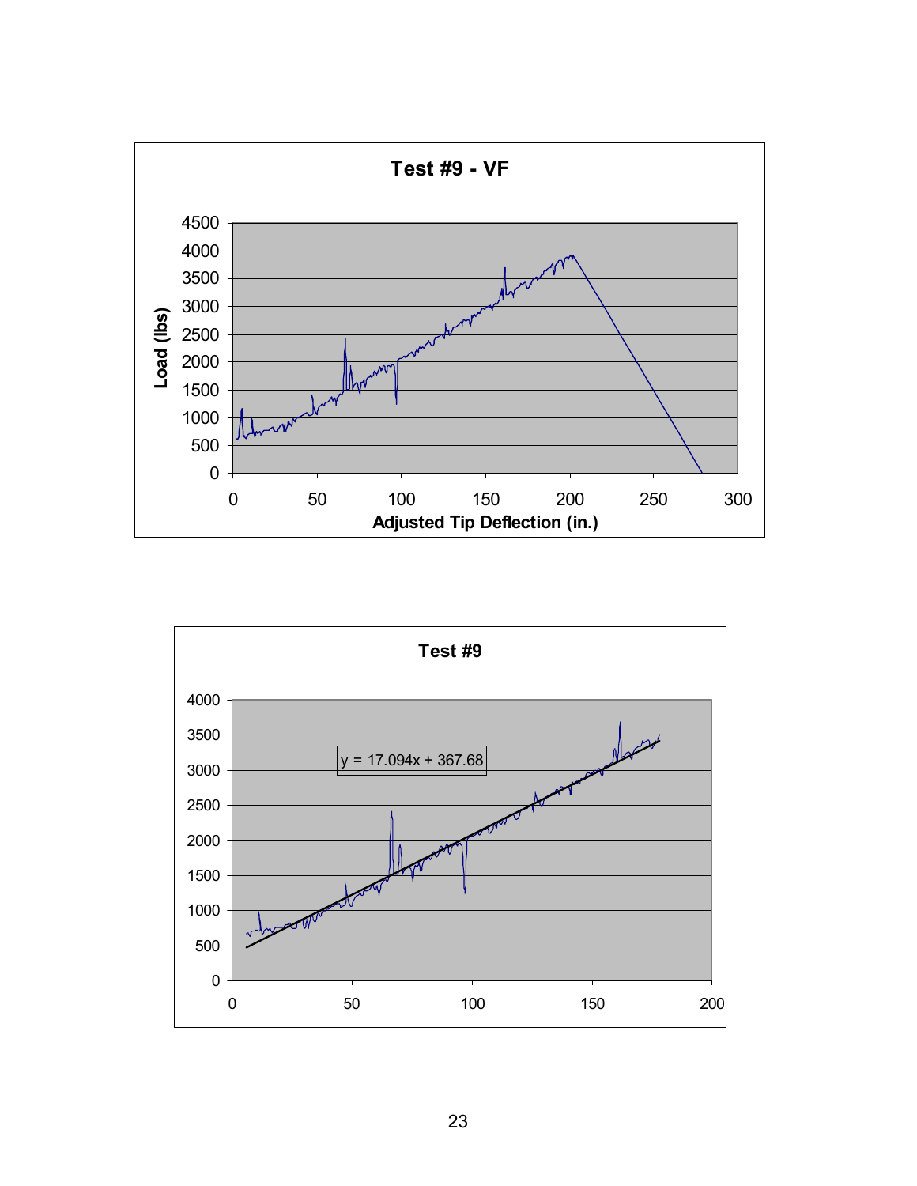**Test #9 - VF**

Load (lbs) vs. Adjusted Tip Deflection (in.)

**Test #9**

$y = 17.094x + 367.68$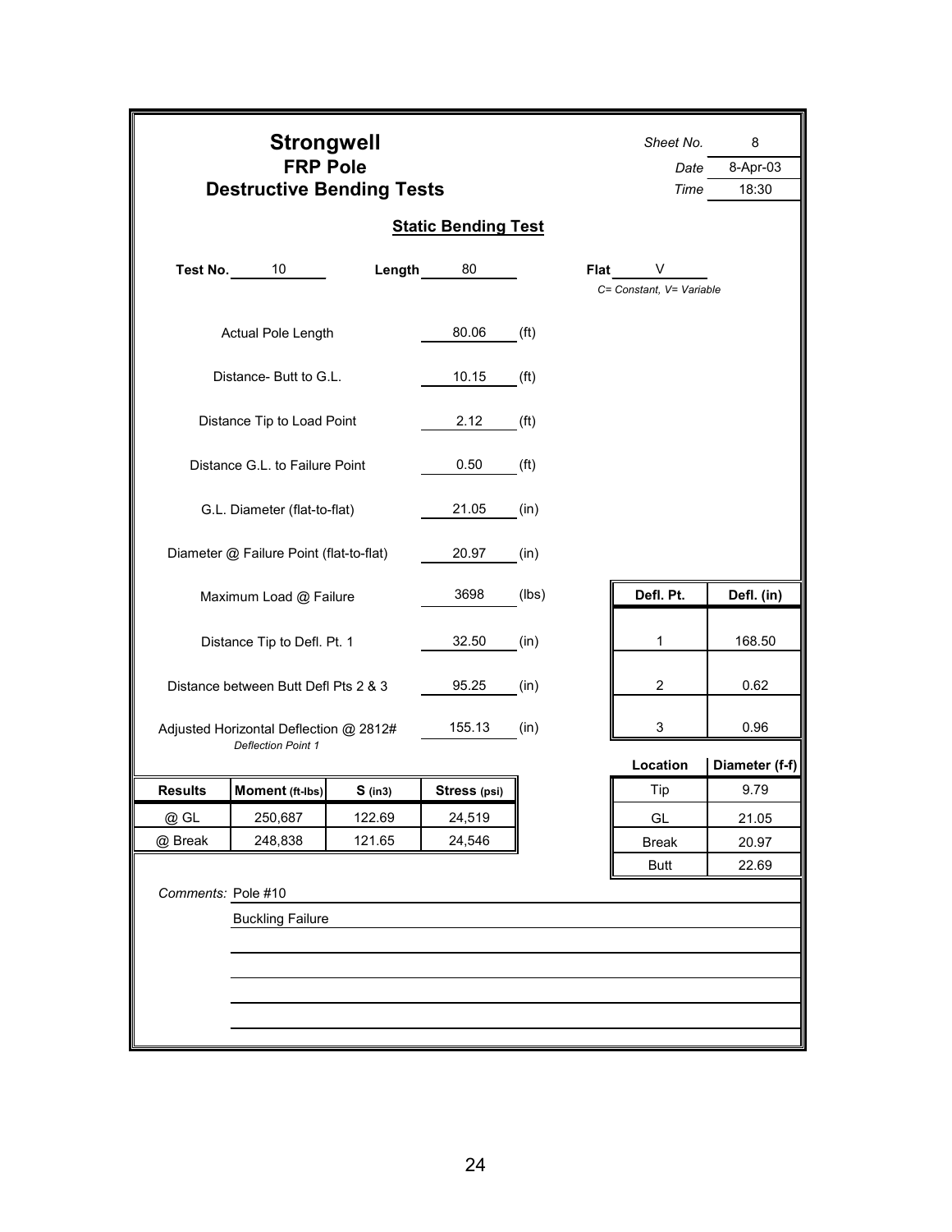# Strongwell
## FRP Pole
## Destructive Bending Tests

*Sheet No.* 8
*Date* 8-Apr-03
*Time* 18:30

### Static Bending Test

**Test No.** 10 **Length** 80 **Flat** V
*C= Constant, V= Variable*

| | | |
|---|---|---|
| Actual Pole Length | 80.06 | (ft) |
| Distance- Butt to G.L. | 10.15 | (ft) |
| Distance Tip to Load Point | 2.12 | (ft) |
| Distance G.L. to Failure Point | 0.50 | (ft) |
| G.L. Diameter (flat-to-flat) | 21.05 | (in) |
| Diameter @ Failure Point (flat-to-flat) | 20.97 | (in) |
| Maximum Load @ Failure | 3698 | (lbs) |
| Distance Tip to Defl. Pt. 1 | 32.50 | (in) |
| Distance between Butt Defl Pts 2 & 3 | 95.25 | (in) |
| Adjusted Horizontal Deflection @ 2812# *Deflection Point 1* | 155.13 | (in) |

| Defl. Pt. | Defl. (in) |
|---|---|
| 1 | 168.50 |
| 2 | 0.62 |
| 3 | 0.96 |

| Location | Diameter (f-f) |
|---|---|
| Tip | 9.79 |
| GL | 21.05 |
| Break | 20.97 |
| Butt | 22.69 |

| Results | Moment (ft-lbs) | S (in3) | Stress (psi) |
|---|---|---|---|
| @ GL | 250,687 | 122.69 | 24,519 |
| @ Break | 248,838 | 121.65 | 24,546 |

*Comments:* Pole #10

Buckling Failure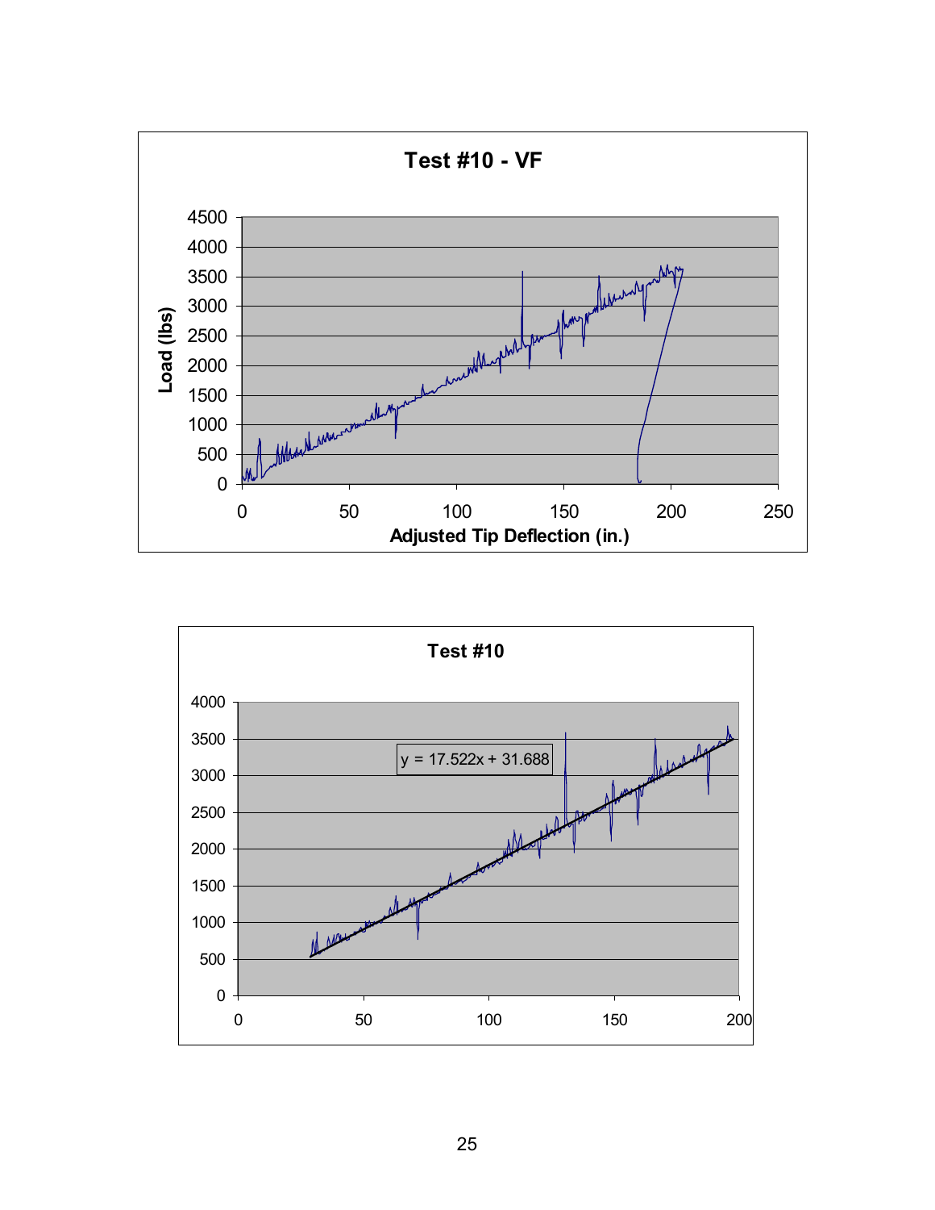**Test #10 - VF**

Load (lbs) vs. Adjusted Tip Deflection (in.)

**Test #10**

$y = 17.522x + 31.688$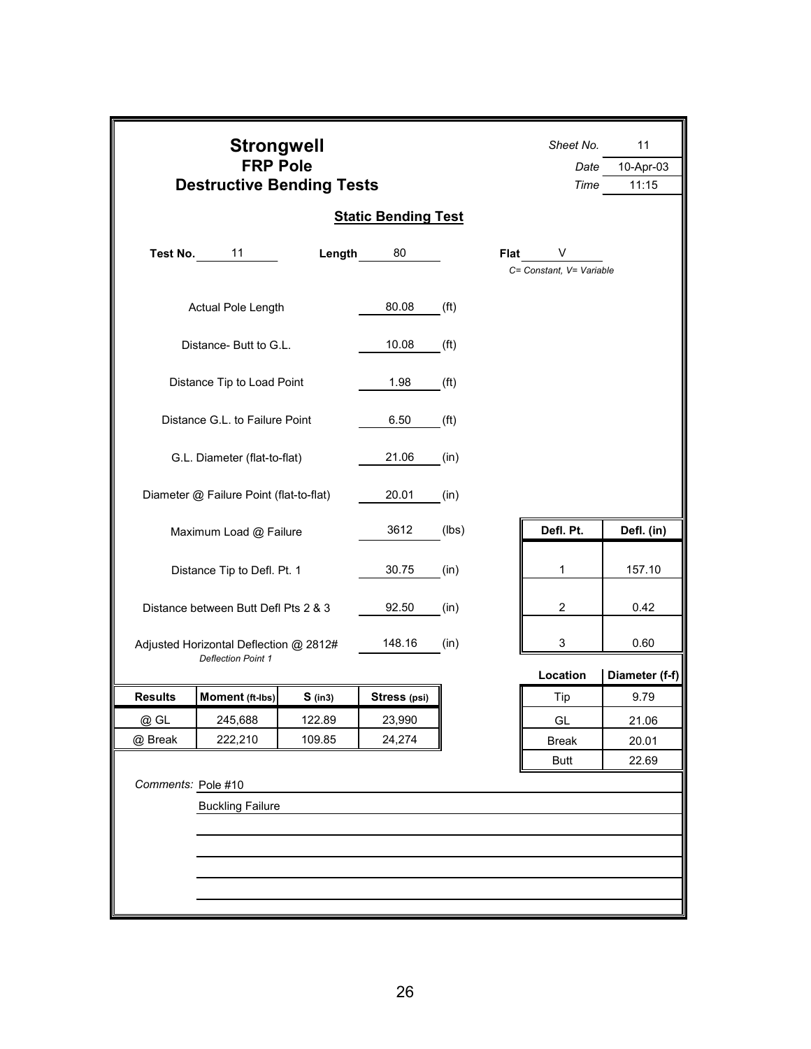# Strongwell
## FRP Pole
## Destructive Bending Tests

*Sheet No.* 11
*Date* 10-Apr-03
*Time* 11:15

### Static Bending Test

**Test No.** 11 **Length** 80 **Flat** V
*C= Constant, V= Variable*

| | | |
|---|---|---|
| Actual Pole Length | 80.08 | (ft) |
| Distance- Butt to G.L. | 10.08 | (ft) |
| Distance Tip to Load Point | 1.98 | (ft) |
| Distance G.L. to Failure Point | 6.50 | (ft) |
| G.L. Diameter (flat-to-flat) | 21.06 | (in) |
| Diameter @ Failure Point (flat-to-flat) | 20.01 | (in) |
| Maximum Load @ Failure | 3612 | (lbs) |
| Distance Tip to Defl. Pt. 1 | 30.75 | (in) |
| Distance between Butt Defl Pts 2 & 3 | 92.50 | (in) |
| Adjusted Horizontal Deflection @ 2812# *Deflection Point 1* | 148.16 | (in) |

| Defl. Pt. | Defl. (in) |
|---|---|
| 1 | 157.10 |
| 2 | 0.42 |
| 3 | 0.60 |

| Results | Moment (ft-lbs) | S (in3) | Stress (psi) |
|---|---|---|---|
| @ GL | 245,688 | 122.89 | 23,990 |
| @ Break | 222,210 | 109.85 | 24,274 |

| Location | Diameter (f-f) |
|---|---|
| Tip | 9.79 |
| GL | 21.06 |
| Break | 20.01 |
| Butt | 22.69 |

*Comments:* Pole #10

Buckling Failure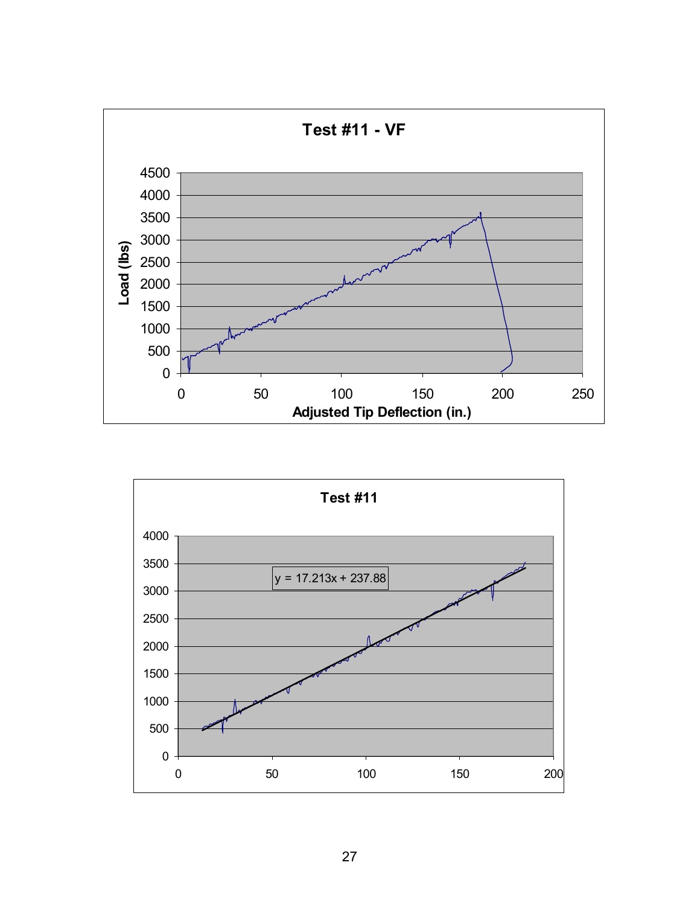**Test #11 - VF**

Load (lbs) vs. Adjusted Tip Deflection (in.)

**Test #11**

$y = 17.213x + 237.88$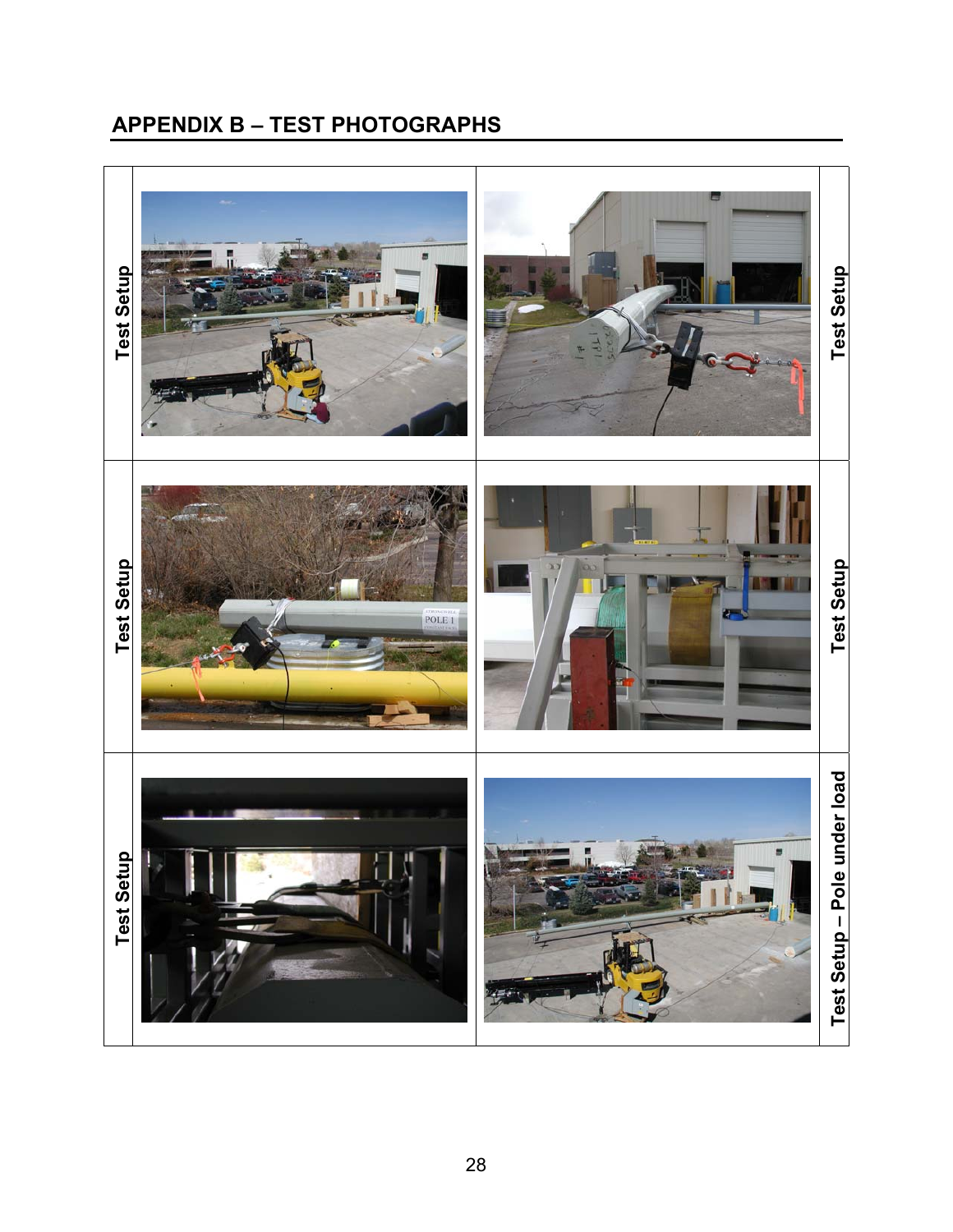## APPENDIX B – TEST PHOTOGRAPHS

| Test Setup | | | Test Setup |
|---|---|---|---|
| Test Setup | | | Test Setup |
| Test Setup | | | Test Setup – Pole under load |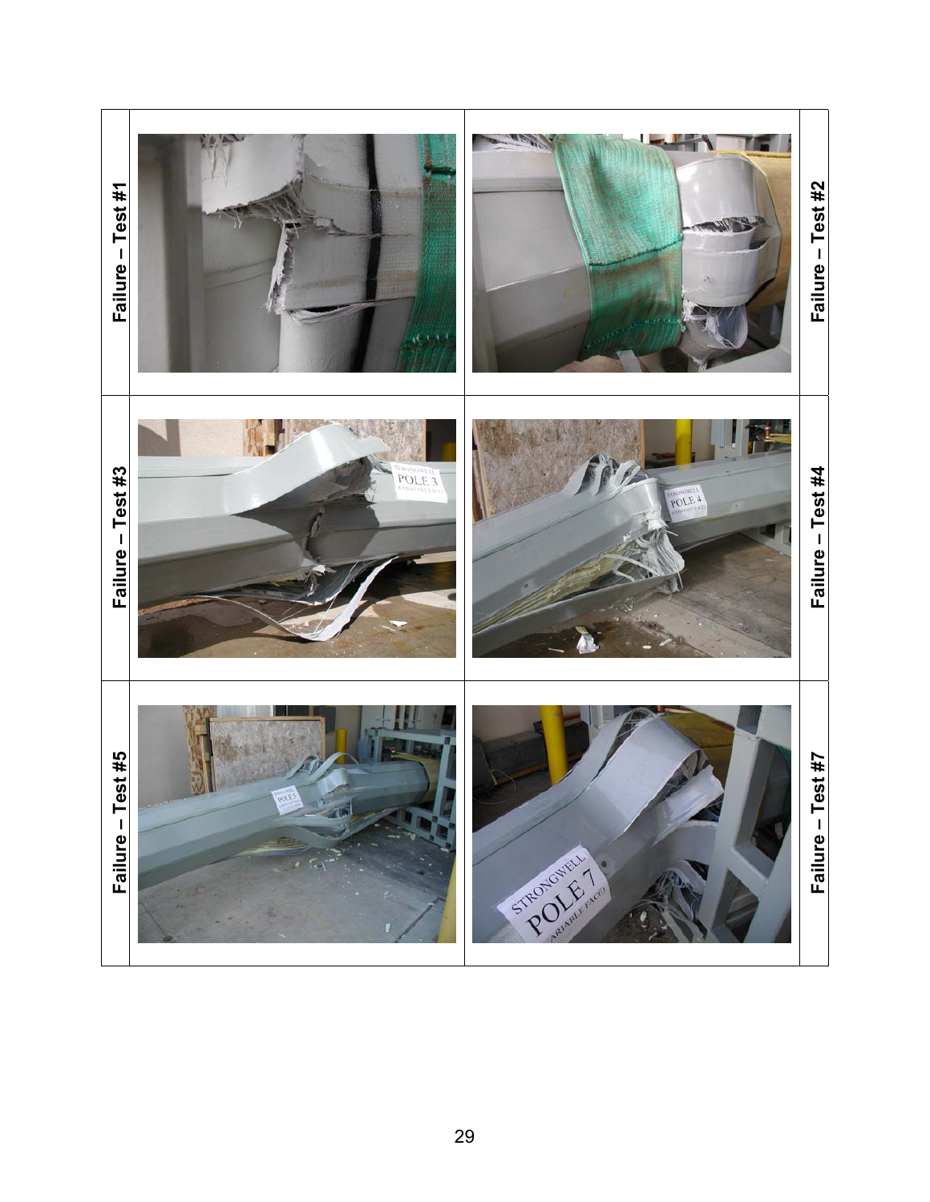| Failure – Test #1 | | | Failure – Test #2 |
| --- | --- | --- | --- |
| Failure – Test #3 | | | Failure – Test #4 |
| Failure – Test #5 | | | Failure – Test #7 |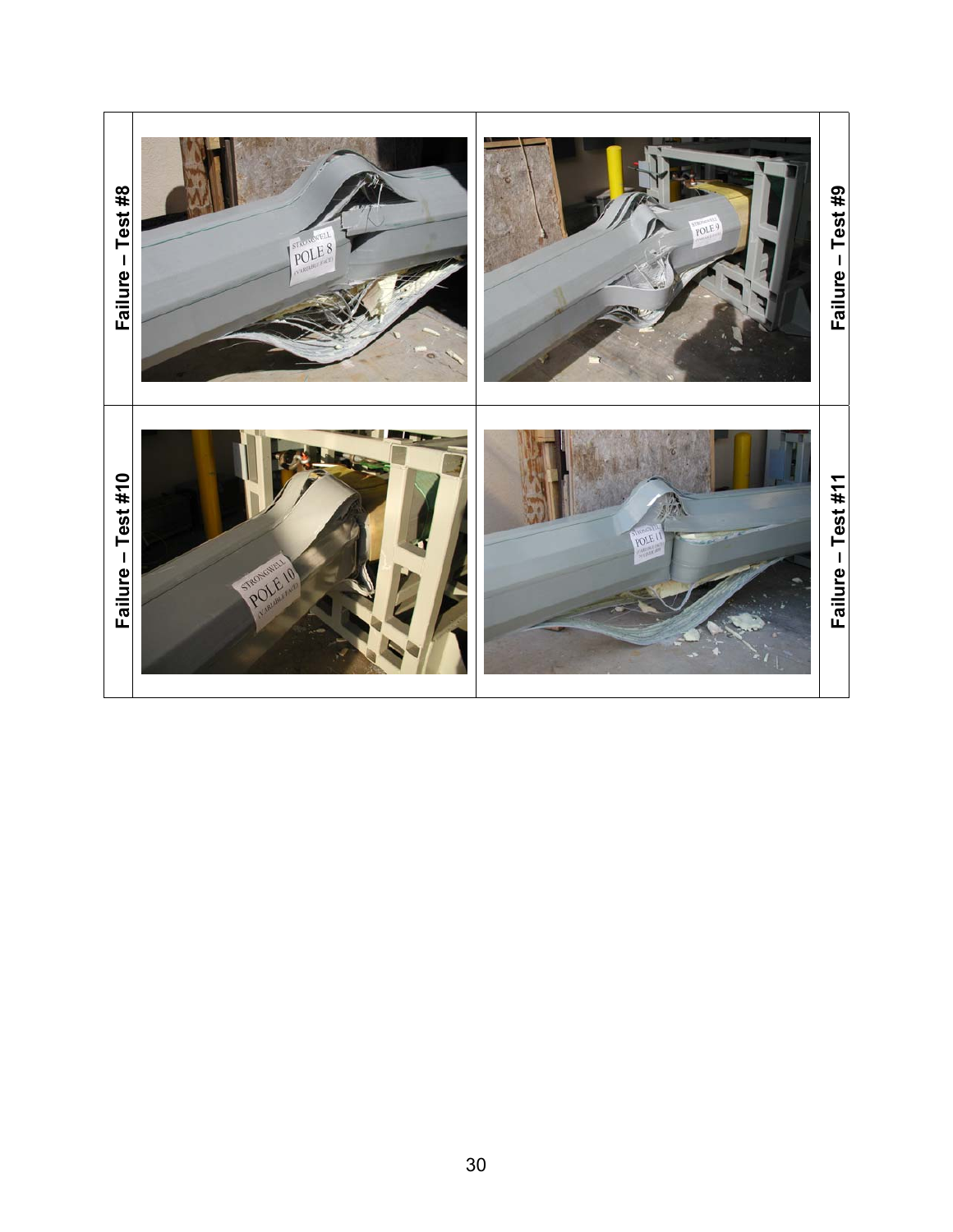| Failure – Test #8 | | | Failure – Test #9 |
| --- | --- | --- | --- |
| Failure – Test #10 | | | Failure – Test #11 |